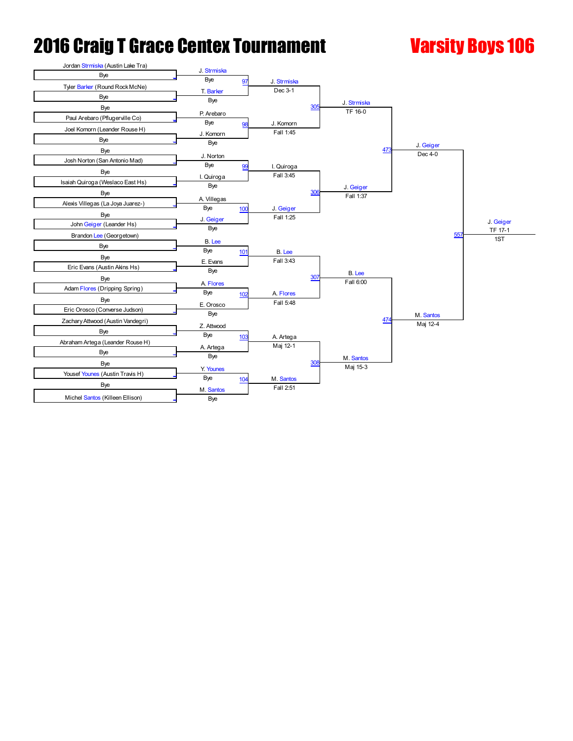# 2016 Craig T Grace Centex Tournament

## Varsity Boys 106

**First Round**

| Wrestler 1 | Wrestler 2 | Winner | Bout |
| --- | --- | --- | --- |
| Jordan Strmiska (Austin Lake Tra) | Bye | J. Strmiska | |
| Tyler Barker (Round Rock McNe) | Bye | T. Barker | |
| Bye | Paul Arebaro (Pflugerville Co) | P. Arebaro | |
| Joel Komorn (Leander Rouse H) | Bye | J. Komorn | |
| Bye | Josh Norton (San Antonio Mad) | J. Norton | |
| Bye | Isaiah Quiroga (Weslaco East Hs) | I. Quiroga | |
| Bye | Alexis Villegas (La Joya Juarez-) | A. Villegas | |
| Bye | John Geiger (Leander Hs) | J. Geiger | |
| Brandon Lee (Georgetown) | Bye | B. Lee | |
| Bye | Eric Evans (Austin Akins Hs) | E. Evans | |
| Bye | Adam Flores (Dripping Spring) | A. Flores | |
| Bye | Eric Orosco (Converse Judson) | E. Orosco | |
| Zachary Attwood (Austin Vandegri) | Bye | Z. Attwood | |
| Abraham Artega (Leander Rouse H) | Bye | A. Artega | |
| Bye | Yousef Younes (Austin Travis H) | Y. Younes | |
| Bye | Michel Santos (Killeen Ellison) | M. Santos | |

**Second Round**

| Bout | Wrestler 1 | Wrestler 2 | Winner | Result |
| --- | --- | --- | --- | --- |
| 97 | J. Strmiska | T. Barker | J. Strmiska | Dec 3-1 |
| 98 | P. Arebaro | J. Komorn | J. Komorn | Fall 1:45 |
| 99 | J. Norton | I. Quiroga | I. Quiroga | Fall 3:45 |
| 100 | A. Villegas | J. Geiger | J. Geiger | Fall 1:25 |
| 101 | B. Lee | E. Evans | B. Lee | Fall 3:43 |
| 102 | A. Flores | E. Orosco | A. Flores | Fall 5:48 |
| 103 | Z. Attwood | A. Artega | A. Artega | Maj 12-1 |
| 104 | Y. Younes | M. Santos | M. Santos | Fall 2:51 |

**Quarterfinals**

| Bout | Wrestler 1 | Wrestler 2 | Winner | Result |
| --- | --- | --- | --- | --- |
| 305 | J. Strmiska | J. Komorn | J. Strmiska | TF 16-0 |
| 306 | I. Quiroga | J. Geiger | J. Geiger | Fall 1:37 |
| 307 | B. Lee | A. Flores | B. Lee | Fall 6:00 |
| 308 | A. Artega | M. Santos | M. Santos | Maj 15-3 |

**Semifinals**

| Bout | Wrestler 1 | Wrestler 2 | Winner | Result |
| --- | --- | --- | --- | --- |
| 473 | J. Strmiska | J. Geiger | J. Geiger | Dec 4-0 |
| 474 | B. Lee | M. Santos | M. Santos | Maj 12-4 |

**Final**

| Bout | Wrestler 1 | Wrestler 2 | Winner | Result | Place |
| --- | --- | --- | --- | --- | --- |
| 557 | J. Geiger | M. Santos | J. Geiger | TF 17-1 | 1ST |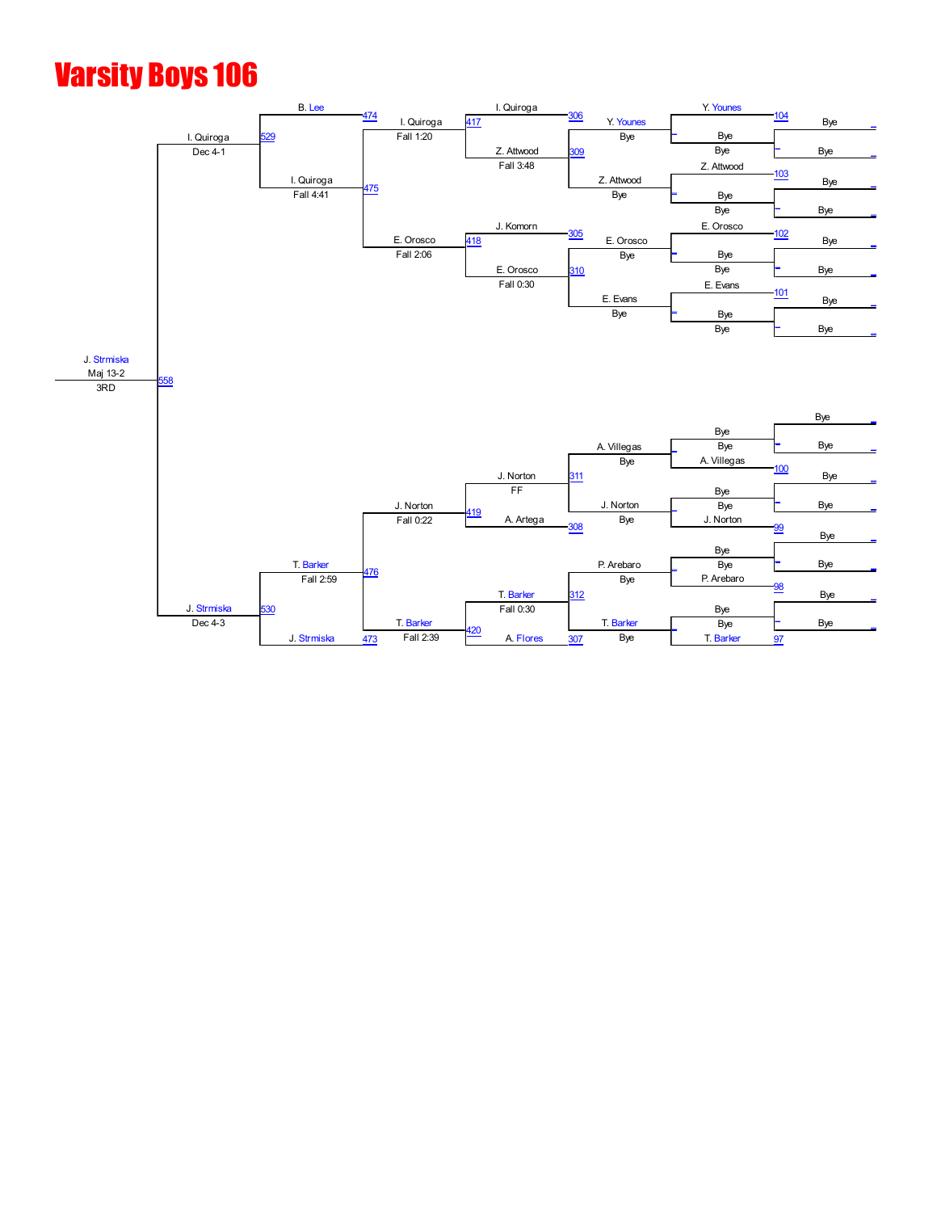# Varsity Boys 106

**Champion:** J. Strmiska — Maj 13-2 — 3RD (Bout 558)

## Top Half

| Round | Bout | Winner | Result | Loser |
| --- | --- | --- | --- | --- |
| Round 1 | 104 | Y. Younes | Bye | Bye |
| Round 1 | 103 | Z. Attwood | Bye | Bye |
| Round 1 | 102 | E. Orosco | Bye | Bye |
| Round 1 | 101 | E. Evans | Bye | Bye |
| Round 2 | 306 | Y. Younes | Bye | |
| Round 2 | 309 | Z. Attwood | Bye | |
| Round 2 | 305 | J. Komorn | | |
| Round 2 | 310 | E. Orosco / E. Evans | Bye | |
| Quarterfinal | 417 | I. Quiroga | Fall 3:48 | Z. Attwood |
| Quarterfinal | 418 | E. Orosco | Fall 0:30 | J. Komorn |
| Semifinal | 474 | B. Lee | | |
| Semifinal | 475 | I. Quiroga | Fall 1:20 | |
| Semifinal | 475 | E. Orosco | Fall 2:06 | |
| Semifinal | 529 | I. Quiroga | Fall 4:41 | B. Lee |
| Final | 558 | I. Quiroga | Dec 4-1 | |

## Bottom Half

| Round | Bout | Winner | Result | Loser |
| --- | --- | --- | --- | --- |
| Round 1 | 100 | A. Villegas | Bye | Bye |
| Round 1 | 99 | J. Norton | Bye | Bye |
| Round 1 | 98 | P. Arebaro | Bye | Bye |
| Round 1 | 97 | T. Barker | Bye | Bye |
| Round 2 | 311 | A. Villegas | Bye | |
| Round 2 | 308 | J. Norton | Bye | |
| Round 2 | 312 | P. Arebaro | Bye | |
| Round 2 | 307 | T. Barker | Bye | |
| Quarterfinal | 419 | J. Norton | FF | A. Artega |
| Quarterfinal | 420 | T. Barker | Fall 0:30 | A. Flores |
| Semifinal | 476 | J. Norton | Fall 0:22 | |
| Semifinal | 476 | T. Barker | Fall 2:39 | |
| Semifinal | 473 | J. Strmiska | | |
| Semifinal | 530 | T. Barker | Fall 2:59 | |
| Final | 558 | J. Strmiska | Dec 4-3 | T. Barker |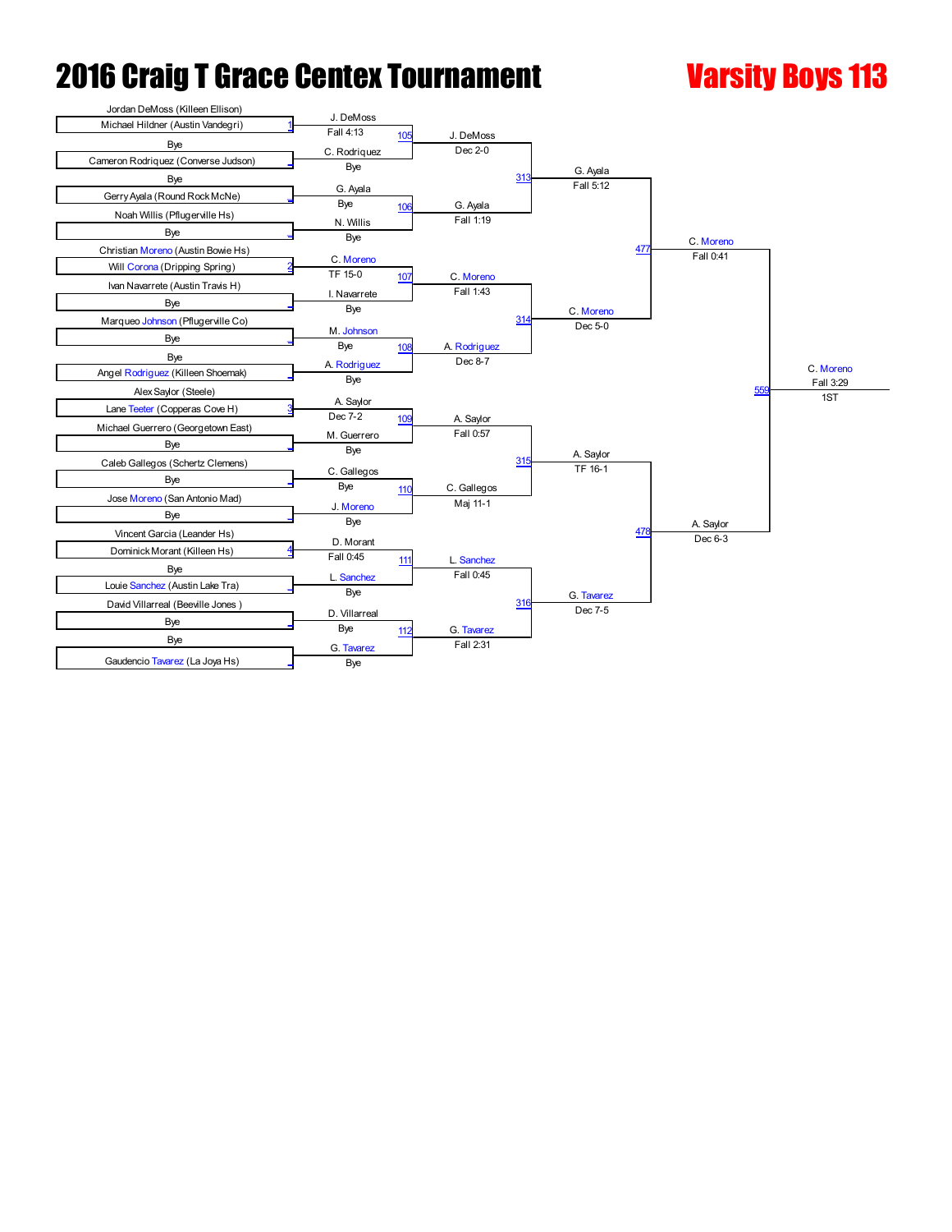# 2016 Craig T Grace Centex Tournament

## Varsity Boys 113

### First Round

| Wrestler 1 | Wrestler 2 | Winner | Result | Bout |
|---|---|---|---|---|
| Jordan DeMoss (Killeen Ellison) | Michael Hildner (Austin Vandegri) [1] | J. DeMoss | Fall 4:13 | 105 |
| Bye | Cameron Rodriquez (Converse Judson) | C. Rodriquez | Bye | |
| Bye | Gerry Ayala (Round Rock McNe) | G. Ayala | Bye | 106 |
| Noah Willis (Pflugerville Hs) | Bye | N. Willis | Bye | |
| Christian Moreno (Austin Bowie Hs) | Will Corona (Dripping Spring) [2] | C. Moreno | TF 15-0 | 107 |
| Ivan Navarrete (Austin Travis H) | Bye | I. Navarrete | Bye | |
| Marqueo Johnson (Pflugerville Co) | Bye | M. Johnson | Bye | 108 |
| Bye | Angel Rodriguez (Killeen Shoemak) | A. Rodriguez | Bye | |
| Alex Saylor (Steele) | Lane Teeter (Copperas Cove H) [3] | A. Saylor | Dec 7-2 | 109 |
| Michael Guerrero (Georgetown East) | Bye | M. Guerrero | Bye | |
| Caleb Gallegos (Schertz Clemens) | Bye | C. Gallegos | Bye | 110 |
| Jose Moreno (San Antonio Mad) | Bye | J. Moreno | Bye | |
| Vincent Garcia (Leander Hs) | Dominick Morant (Killeen Hs) [4] | D. Morant | Fall 0:45 | 111 |
| Bye | Louie Sanchez (Austin Lake Tra) | L. Sanchez | Bye | |
| David Villarreal (Beeville Jones ) | Bye | D. Villarreal | Bye | 112 |
| Bye | Gaudencio Tavarez (La Joya Hs) | G. Tavarez | Bye | |

### Second Round

| Bout | Winner | Result |
|---|---|---|
| 105 | J. DeMoss | Dec 2-0 |
| 106 | G. Ayala | Fall 1:19 |
| 107 | C. Moreno | Fall 1:43 |
| 108 | A. Rodriguez | Dec 8-7 |
| 109 | A. Saylor | Fall 0:57 |
| 110 | C. Gallegos | Maj 11-1 |
| 111 | L. Sanchez | Fall 0:45 |
| 112 | G. Tavarez | Fall 2:31 |

### Quarterfinals

| Bout | Winner | Result |
|---|---|---|
| 313 | G. Ayala | Fall 5:12 |
| 314 | C. Moreno | Dec 5-0 |
| 315 | A. Saylor | TF 16-1 |
| 316 | G. Tavarez | Dec 7-5 |

### Semifinals

| Bout | Winner | Result |
|---|---|---|
| 477 | C. Moreno | Fall 0:41 |
| 478 | A. Saylor | Dec 6-3 |

### Final

| Bout | Winner | Result | Place |
|---|---|---|---|
| 559 | C. Moreno | Fall 3:29 | 1ST |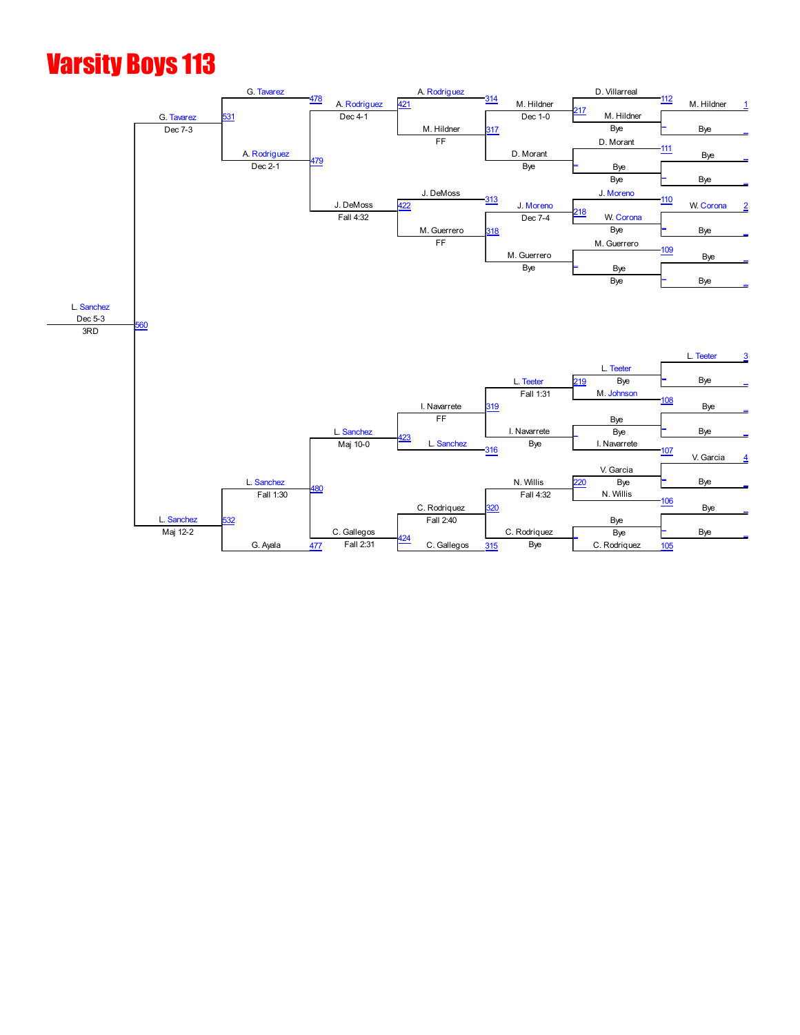# Varsity Boys 113

## Championship Bracket

### Top Half

**First Round**

| Bout | Wrestler 1 | Wrestler 2 | Winner |
|---|---|---|---|
| 112 | D. Villarreal | Bye | M. Hildner (1) |
| – | Bye | Bye | Bye |
| 111 | D. Morant | Bye | Bye |
| – | Bye | Bye | Bye |
| 110 | J. Moreno | Bye | W. Corona (2) |
| – | Bye | Bye | Bye |
| 109 | M. Guerrero | Bye | Bye |
| – | Bye | Bye | Bye |

**Second Round**

| Bout | Wrestler 1 | Wrestler 2 | Winner | Result |
|---|---|---|---|---|
| 217 | D. Villarreal | M. Hildner | M. Hildner | Dec 1-0 |
| – | D. Morant | Bye | D. Morant | Bye |
| 218 | J. Moreno | W. Corona | J. Moreno | Dec 7-4 |
| – | M. Guerrero | Bye | M. Guerrero | Bye |

**Third Round**

| Bout | Wrestler 1 | Wrestler 2 | Winner | Result |
|---|---|---|---|---|
| 314 | A. Rodriguez | | A. Rodriguez | |
| 317 | M. Hildner | D. Morant | M. Hildner | FF |
| 313 | J. DeMoss | | J. DeMoss | |
| 318 | J. Moreno | M. Guerrero | M. Guerrero | FF |

**Quarterfinals**

| Bout | Wrestler 1 | Wrestler 2 | Winner | Result |
|---|---|---|---|---|
| 421 | A. Rodriguez | M. Hildner | A. Rodriguez | Dec 4-1 |
| 422 | J. DeMoss | M. Guerrero | J. DeMoss | Fall 4:32 |

**Semifinal**

| Bout | Wrestler 1 | Wrestler 2 | Winner | Result |
|---|---|---|---|---|
| 478 | G. Tavarez | | G. Tavarez | |
| 479 | A. Rodriguez | J. DeMoss | A. Rodriguez | Dec 2-1 |
| 531 | G. Tavarez | A. Rodriguez | G. Tavarez | Dec 7-3 |

### Bottom Half

**First Round**

| Bout | Wrestler 1 | Wrestler 2 | Winner |
|---|---|---|---|
| – | Bye | Bye | L. Teeter (3) |
| 108 | M. Johnson | Bye | Bye |
| – | Bye | Bye | Bye |
| 107 | I. Navarrete | Bye | V. Garcia (4) |
| – | Bye | Bye | Bye |
| 106 | N. Willis | Bye | Bye |
| – | Bye | Bye | Bye |
| 105 | C. Rodriquez | Bye | |

**Second Round**

| Bout | Wrestler 1 | Wrestler 2 | Winner | Result |
|---|---|---|---|---|
| 219 | L. Teeter | M. Johnson | L. Teeter | Fall 1:31 |
| – | Bye | I. Navarrete | I. Navarrete | Bye |
| 220 | V. Garcia | N. Willis | N. Willis | Fall 4:32 |
| – | Bye | C. Rodriquez | C. Rodriquez | Bye |

**Third Round**

| Bout | Wrestler 1 | Wrestler 2 | Winner | Result |
|---|---|---|---|---|
| 319 | L. Teeter | I. Navarrete | I. Navarrete | FF |
| 316 | L. Sanchez | | L. Sanchez | |
| 320 | N. Willis | C. Rodriquez | C. Rodriquez | Fall 2:40 |
| 315 | C. Gallegos | | C. Gallegos | |

**Quarterfinals**

| Bout | Wrestler 1 | Wrestler 2 | Winner | Result |
|---|---|---|---|---|
| 423 | I. Navarrete | L. Sanchez | L. Sanchez | Maj 10-0 |
| 424 | C. Rodriquez | C. Gallegos | C. Gallegos | Fall 2:31 |

**Semifinal**

| Bout | Wrestler 1 | Wrestler 2 | Winner | Result |
|---|---|---|---|---|
| 480 | L. Sanchez | C. Gallegos | L. Sanchez | Fall 1:30 |
| 477 | G. Ayala | | G. Ayala | |
| 532 | L. Sanchez | G. Ayala | L. Sanchez | Maj 12-2 |

### Final

| Bout | Wrestler 1 | Wrestler 2 | Winner | Result |
|---|---|---|---|---|
| 560 | G. Tavarez | L. Sanchez | L. Sanchez | Dec 5-3 |

**3RD**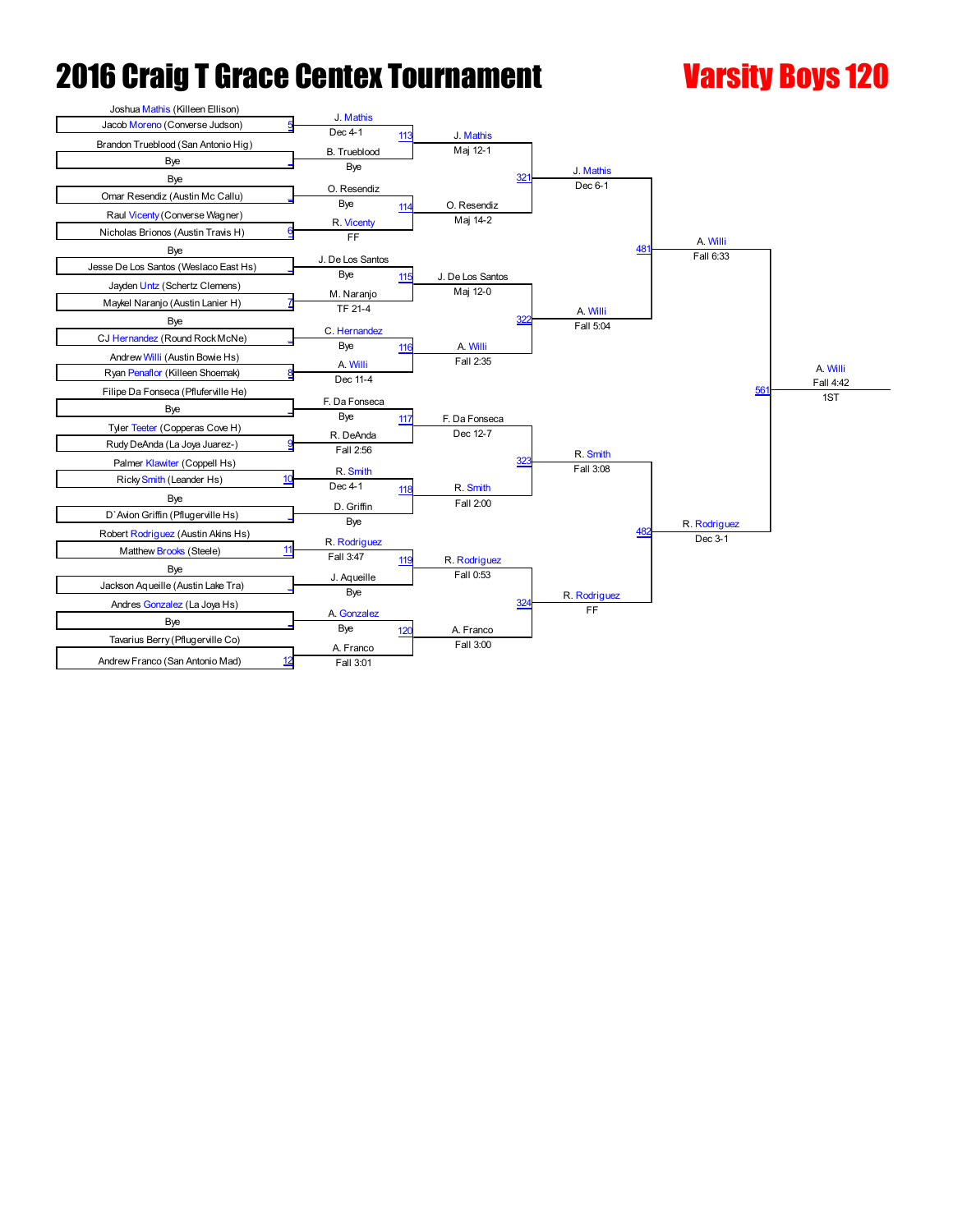# 2016 Craig T Grace Centex Tournament

## Varsity Boys 120

### First Round

| Bout | Wrestler 1 | Wrestler 2 | Winner | Result |
|---|---|---|---|---|
| 5 | Joshua Mathis (Killeen Ellison) | Jacob Moreno (Converse Judson) | J. Mathis | Dec 4-1 |
| _ | Brandon Trueblood (San Antonio Hig) | Bye | B. Trueblood | Bye |
| _ | Bye | Omar Resendiz (Austin Mc Callu) | O. Resendiz | Bye |
| 6 | Raul Vicenty (Converse Wagner) | Nicholas Brionos (Austin Travis H) | R. Vicenty | FF |
| _ | Bye | Jesse De Los Santos (Weslaco East Hs) | J. De Los Santos | Bye |
| 7 | Jayden Untz (Schertz Clemens) | Maykel Naranjo (Austin Lanier H) | M. Naranjo | TF 21-4 |
| _ | Bye | CJ Hernandez (Round Rock McNe) | C. Hernandez | Bye |
| 8 | Andrew Willi (Austin Bowie Hs) | Ryan Penaflor (Killeen Shoemak) | A. Willi | Dec 11-4 |
| _ | Filipe Da Fonseca (Pfluferville He) | Bye | F. Da Fonseca | Bye |
| 9 | Tyler Teeter (Copperas Cove H) | Rudy DeAnda (La Joya Juarez-) | R. DeAnda | Fall 2:56 |
| 10 | Palmer Klawiter (Coppell Hs) | Ricky Smith (Leander Hs) | R. Smith | Dec 4-1 |
| _ | Bye | D`Avion Griffin (Pflugerville Hs) | D. Griffin | Bye |
| 11 | Robert Rodriguez (Austin Akins Hs) | Matthew Brooks (Steele) | R. Rodriguez | Fall 3:47 |
| _ | Bye | Jackson Aqueille (Austin Lake Tra) | J. Aqueille | Bye |
| _ | Andres Gonzalez (La Joya Hs) | Bye | A. Gonzalez | Bye |
| 12 | Tavarius Berry (Pflugerville Co) | Andrew Franco (San Antonio Mad) | A. Franco | Fall 3:01 |

### Second Round

| Bout | Winner | Result |
|---|---|---|
| 113 | J. Mathis | Maj 12-1 |
| 114 | O. Resendiz | Maj 14-2 |
| 115 | J. De Los Santos | Maj 12-0 |
| 116 | A. Willi | Fall 2:35 |
| 117 | F. Da Fonseca | Dec 12-7 |
| 118 | R. Smith | Fall 2:00 |
| 119 | R. Rodriguez | Fall 0:53 |
| 120 | A. Franco | Fall 3:00 |

### Quarterfinals

| Bout | Winner | Result |
|---|---|---|
| 321 | J. Mathis | Dec 6-1 |
| 322 | A. Willi | Fall 5:04 |
| 323 | R. Smith | Fall 3:08 |
| 324 | R. Rodriguez | FF |

### Semifinals

| Bout | Winner | Result |
|---|---|---|
| 481 | A. Willi | Fall 6:33 |
| 482 | R. Rodriguez | Dec 3-1 |

### Final

| Bout | Winner | Result | Place |
|---|---|---|---|
| 561 | A. Willi | Fall 4:42 | 1ST |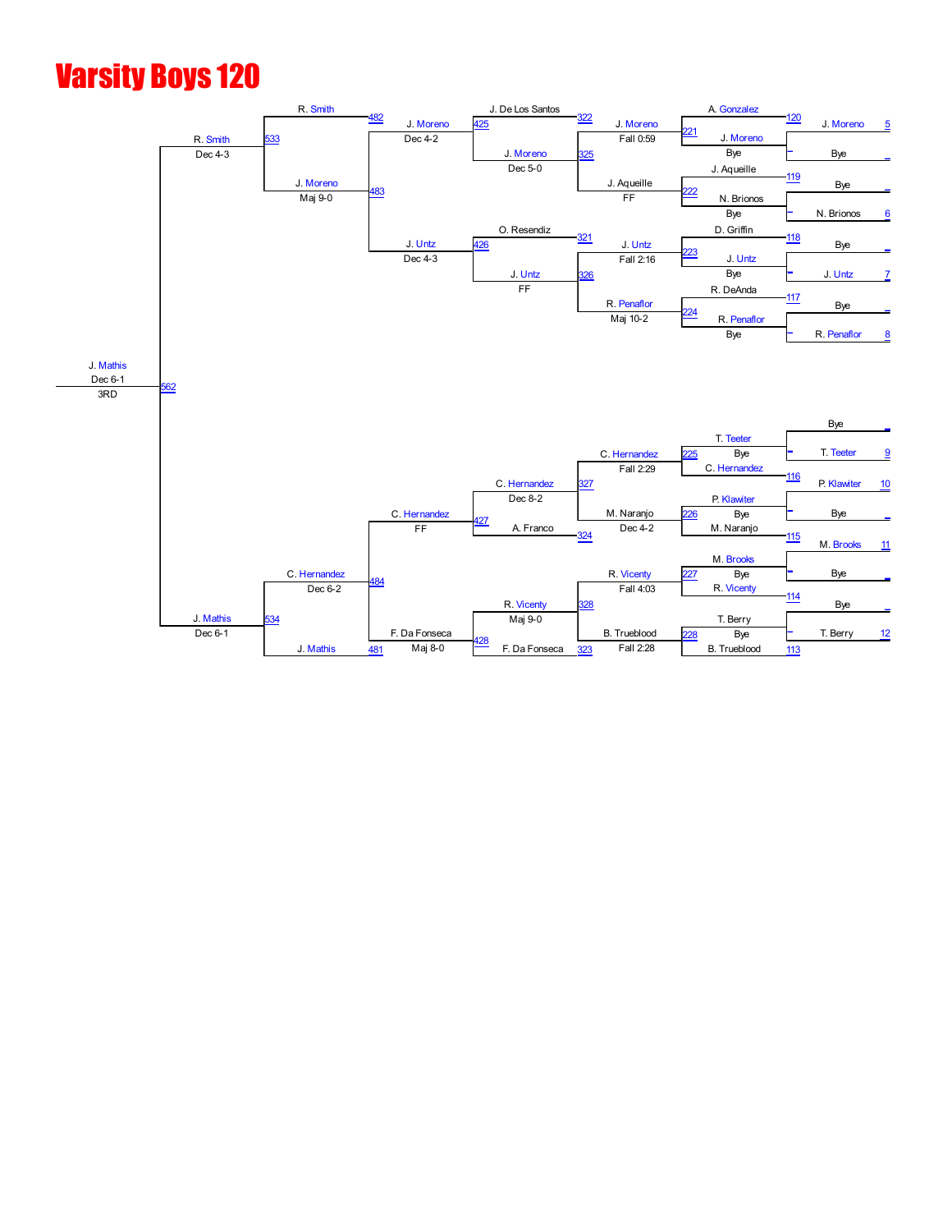# Varsity Boys 120

## Top half of bracket

**First round (bouts 5–8)**

| Bout | Wrestler | Result |
| --- | --- | --- |
| 5 | J. Moreno | Bye |
| 6 | N. Brionos | Bye |
| 7 | J. Untz | Bye |
| 8 | R. Penaflor | Bye |

**Bouts 117–120 and 221–224**

| Bout | Wrestler 1 | Wrestler 2 | Winner | Result |
| --- | --- | --- | --- | --- |
| 120 / 221 | A. Gonzalez | J. Moreno | J. Moreno | Bye / Fall 0:59 |
| 119 / 222 | J. Aquueille | N. Brionos | J. Aquieille | Bye / FF |
| 118 / 223 | D. Griffin | J. Untz | J. Untz | Bye / Fall 2:16 |
| 117 / 224 | R. DeAnda | R. Penaflor | R. Penaflor | Bye / Maj 10-2 |

**Bouts 321–326**

| Bout | Wrestler 1 | Wrestler 2 | Winner | Result |
| --- | --- | --- | --- | --- |
| 322 / 325 / 425 | J. De Los Santos | J. Moreno (vs J. Aquieille) | J. Moreno | Dec 5-0 |
| 321 / 326 / 426 | O. Resendiz | J. Untz (vs R. Penaflor) | J. Untz | FF |

**Bouts 425–426**

| Bout | Winner | Result |
| --- | --- | --- |
| 425 | J. Moreno | Dec 4-2 |
| 426 | J. Untz | Dec 4-3 |

**Bouts 482–483, 533**

| Bout | Wrestler | Result |
| --- | --- | --- |
| 482 | R. Smith | |
| 483 | J. Moreno | Maj 9-0 |
| 533 | R. Smith | Dec 4-3 |

## Bottom half of bracket

**First round (bouts 9–12)**

| Bout | Wrestler | Result |
| --- | --- | --- |
| 9 | T. Teeter | Bye |
| 10 | P. Klawiter | Bye |
| 11 | M. Brooks | Bye |
| 12 | T. Berry | Bye |

**Bouts 113–116 and 225–228**

| Bout | Wrestler 1 | Wrestler 2 | Winner | Result |
| --- | --- | --- | --- | --- |
| 116 / 225 | T. Teeter | C. Hernandez | C. Hernandez | Bye / Fall 2:29 |
| 115 / 226 | P. Klawiter | M. Naranjo | M. Naranjo | Bye / Dec 4-2 |
| 114 / 227 | M. Brooks | R. Vicenty | R. Vicenty | Bye / Fall 4:03 |
| 113 / 228 | T. Berry | B. Trueblood | B. Trueblood | Bye / Fall 2:28 |

**Bouts 323–328**

| Bout | Wrestler 1 | Wrestler 2 | Winner | Result |
| --- | --- | --- | --- | --- |
| 327 / 324 / 427 | C. Hernandez (vs M. Naranjo) | A. Franco | C. Hernandez | Dec 8-2 |
| 328 / 323 / 428 | R. Vicenty (vs B. Trueblood) | F. Da Fonseca | R. Vicenty | Maj 9-0 |

**Bouts 427–428**

| Bout | Winner | Result |
| --- | --- | --- |
| 427 | C. Hernandez | FF |
| 428 | F. Da Fonseca | Maj 8-0 |

**Bouts 481, 484, 534**

| Bout | Wrestler | Result |
| --- | --- | --- |
| 484 | C. Hernandez | Dec 6-2 |
| 481 | J. Mathis | |
| 534 | J. Mathis | Dec 6-1 |

## 3rd Place

| Bout | Winner | Result |
| --- | --- | --- |
| 562 | J. Mathis | Dec 6-1 (3RD) |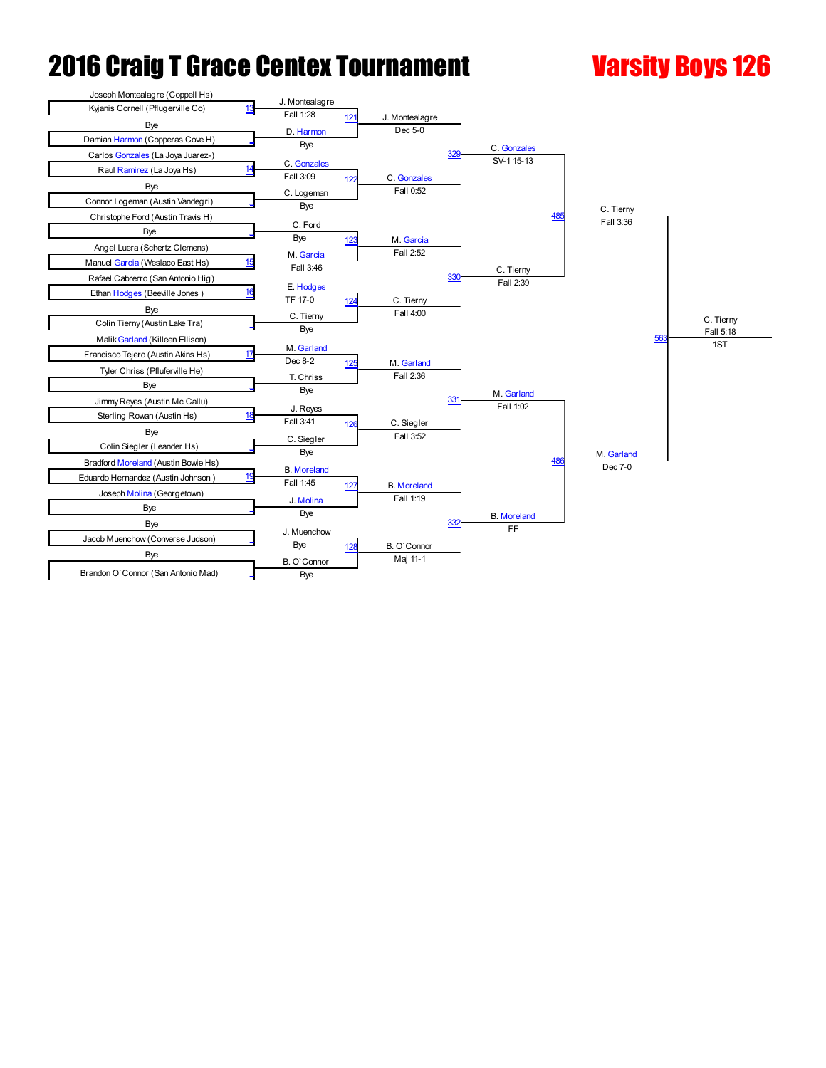# 2016 Craig T Grace Centex Tournament

## Varsity Boys 126

### First Round

| Bout | Wrestler 1 | Wrestler 2 | Winner | Result |
|---|---|---|---|---|
| 13 | Joseph Montealagre (Coppell Hs) | Kyjanis Cornell (Pflugerville Co) | J. Montealagre | Fall 1:28 |
| _ | Bye | Damian Harmon (Copperas Cove H) | D. Harmon | Bye |
| 14 | Carlos Gonzales (La Joya Juarez-) | Raul Ramirez (La Joya Hs) | C. Gonzales | Fall 3:09 |
| _ | Bye | Connor Logeman (Austin Vandegri) | C. Logeman | Bye |
| _ | Christophe Ford (Austin Travis H) | Bye | C. Ford | Bye |
| 15 | Angel Luera (Schertz Clemens) | Manuel Garcia (Weslaco East Hs) | M. Garcia | Fall 3:46 |
| 16 | Rafael Cabrerro (San Antonio Hig) | Ethan Hodges (Beeville Jones ) | E. Hodges | TF 17-0 |
| _ | Bye | Colin Tierny (Austin Lake Tra) | C. Tierny | Bye |
| 17 | Malik Garland (Killeen Ellison) | Francisco Tejero (Austin Akins Hs) | M. Garland | Dec 8-2 |
| _ | Tyler Chriss (Pfluferville He) | Bye | T. Chriss | Bye |
| 18 | Jimmy Reyes (Austin Mc Callu) | Sterling Rowan (Austin Hs) | J. Reyes | Fall 3:41 |
| _ | Bye | Colin Siegler (Leander Hs) | C. Siegler | Bye |
| 19 | Bradford Moreland (Austin Bowie Hs) | Eduardo Hernandez (Austin Johnson ) | B. Moreland | Fall 1:45 |
| _ | Joseph Molina (Georgetown) | Bye | J. Molina | Bye |
| _ | Bye | Jacob Muenchow (Converse Judson) | J. Muenchow | Bye |
| _ | Bye | Brandon O`Connor (San Antonio Mad) | B. O`Connor | Bye |

### Second Round

| Bout | Wrestler 1 | Wrestler 2 | Winner | Result |
|---|---|---|---|---|
| 121 | J. Montealagre | D. Harmon | J. Montealagre | Dec 5-0 |
| 122 | C. Gonzales | C. Logeman | C. Gonzales | Fall 0:52 |
| 123 | C. Ford | M. Garcia | M. Garcia | Fall 2:52 |
| 124 | E. Hodges | C. Tierny | C. Tierny | Fall 4:00 |
| 125 | M. Garland | T. Chriss | M. Garland | Fall 2:36 |
| 126 | J. Reyes | C. Siegler | C. Siegler | Fall 3:52 |
| 127 | B. Moreland | J. Molina | B. Moreland | Fall 1:19 |
| 128 | J. Muenchow | B. O`Connor | B. O`Connor | Maj 11-1 |

### Quarterfinals

| Bout | Wrestler 1 | Wrestler 2 | Winner | Result |
|---|---|---|---|---|
| 329 | J. Montealagre | C. Gonzales | C. Gonzales | SV-1 15-13 |
| 330 | M. Garcia | C. Tierny | C. Tierny | Fall 2:39 |
| 331 | M. Garland | C. Siegler | M. Garland | Fall 1:02 |
| 332 | B. Moreland | B. O`Connor | B. Moreland | FF |

### Semifinals

| Bout | Wrestler 1 | Wrestler 2 | Winner | Result |
|---|---|---|---|---|
| 485 | C. Gonzales | C. Tierny | C. Tierny | Fall 3:36 |
| 486 | M. Garland | B. Moreland | M. Garland | Dec 7-0 |

### Final

| Bout | Wrestler 1 | Wrestler 2 | Winner | Result |
|---|---|---|---|---|
| 563 | C. Tierny | M. Garland | C. Tierny | Fall 5:18 |

1ST: C. Tierny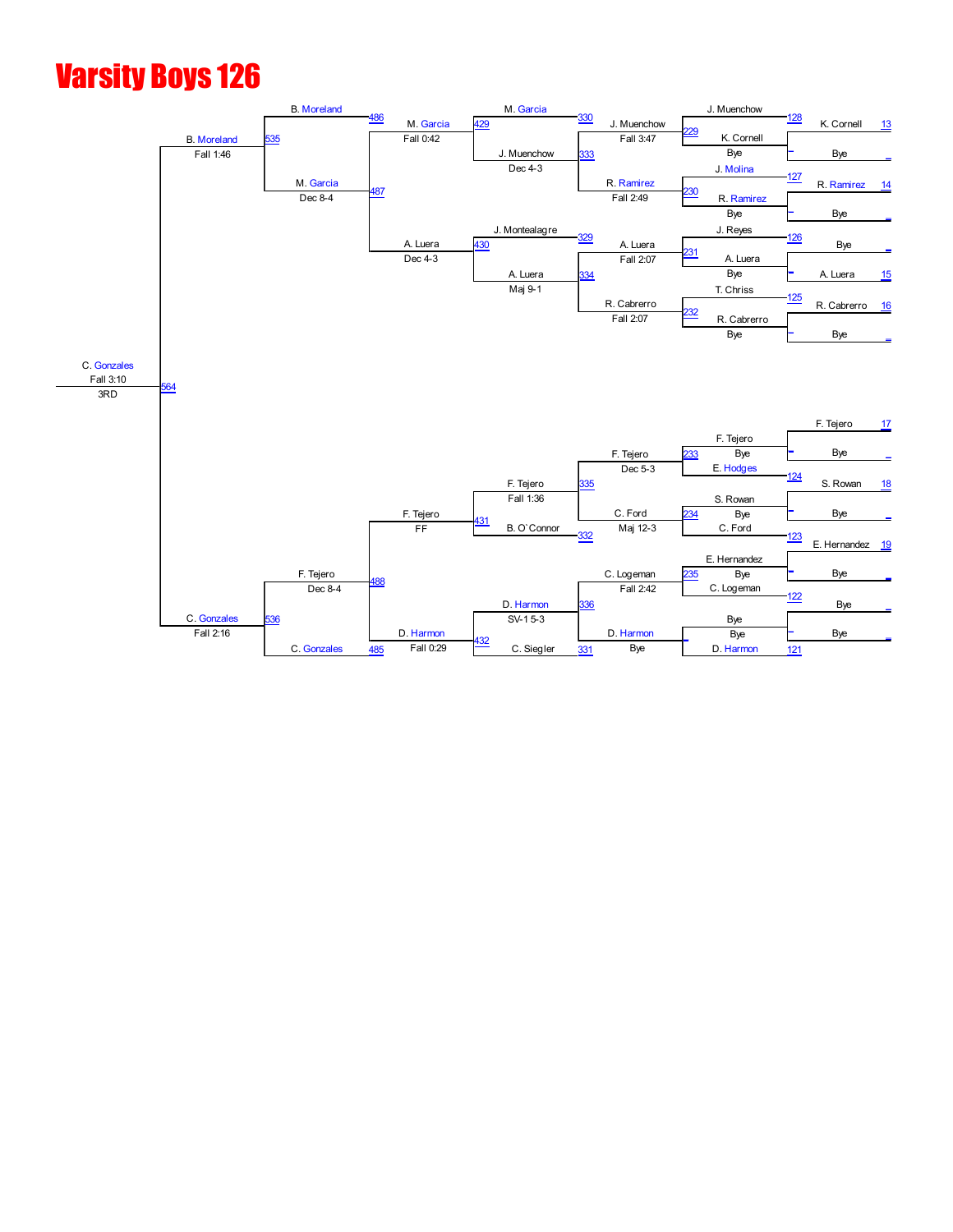# Varsity Boys 126

**Consolation Bracket — Round 1 (Bouts 121–128)**

| Bout | Wrestler 1 | Wrestler 2 | Winner | Result |
|---|---|---|---|---|
| 128 | K. Cornell (13) | Bye | K. Cornell | Bye |
| 127 | R. Ramirez (14) | Bye | R. Ramirez | Bye |
| 126 | Bye | A. Luera (15) | A. Luera | Bye |
| 125 | R. Cabrerro (16) | Bye | R. Cabrerro | Bye |
| 124 | F. Tejero (17) | Bye | F. Tejero | Bye |
| 123 | S. Rowan (18) | Bye | S. Rowan | Bye |
| 122 | E. Hernandez (19) | Bye | E. Hernandez | Bye |
| 121 | Bye | Bye | Bye | Bye |

**Consolation Bracket — Round 2 (Bouts 229–235)**

| Bout | Wrestler 1 | Wrestler 2 | Winner | Result |
|---|---|---|---|---|
| 229 | J. Muenchow | K. Cornell | J. Muenchow | Fall 3:47 |
| 230 | J. Molina | R. Ramirez | R. Ramirez | Fall 2:49 |
| 231 | J. Reyes | A. Luera | A. Luera | Fall 2:07 |
| 232 | T. Chriss | R. Cabrerro | R. Cabrerro | Fall 2:07 |
| 233 | F. Tejero | E. Hodges | F. Tejero | Dec 5-3 |
| 234 | S. Rowan | C. Ford | C. Ford | Maj 12-3 |
| 235 | E. Hernandez | C. Logeman | C. Logeman | Fall 2:42 |
| — | Bye | D. Harmon | D. Harmon | Bye |

**Consolation Bracket — Round 3 (Bouts 329–336)**

| Bout | Wrestler 1 | Wrestler 2 | Winner | Result |
|---|---|---|---|---|
| 330 / 333 | M. Garcia | J. Muenchow | J. Muenchow | Dec 4-3 |
| 329 / 334 | J. Montealagre | A. Luera | A. Luera | Maj 9-1 |
| 335 / 332 | F. Tejero | B. O`Connor | F. Tejero | Fall 1:36 |
| 336 / 331 | D. Harmon | C. Siegler | D. Harmon | SV-1 5-3 |

**Consolation Bracket — Round 4 (Bouts 429–432)**

| Bout | Wrestler 1 | Wrestler 2 | Winner | Result |
|---|---|---|---|---|
| 429 | M. Garcia | R. Ramirez | M. Garcia | Fall 0:42 |
| 430 | A. Luera | R. Cabrerro | A. Luera | Dec 4-3 |
| 431 | F. Tejero | C. Ford | F. Tejero | FF |
| 432 | D. Harmon | C. Logeman | D. Harmon | Fall 0:29 |

**Consolation Bracket — Round 5 (Bouts 485–488)**

| Bout | Wrestler 1 | Wrestler 2 | Winner | Result |
|---|---|---|---|---|
| 486 / 487 | B. Moreland | M. Garcia | M. Garcia | Dec 8-4 |
| 488 / 485 | F. Tejero | C. Gonzales | F. Tejero | Dec 8-4 |

**Consolation Semifinals (Bouts 535–536)**

| Bout | Wrestler 1 | Wrestler 2 | Winner | Result |
|---|---|---|---|---|
| 535 | B. Moreland | A. Luera | B. Moreland | Fall 1:46 |
| 536 | F. Tejero | C. Gonzales | C. Gonzales | Fall 2:16 |

**3rd Place (Bout 564)**

| Bout | Wrestler 1 | Wrestler 2 | Winner | Result |
|---|---|---|---|---|
| 564 | B. Moreland | C. Gonzales | C. Gonzales | Fall 3:10 |

C. Gonzales — 3RD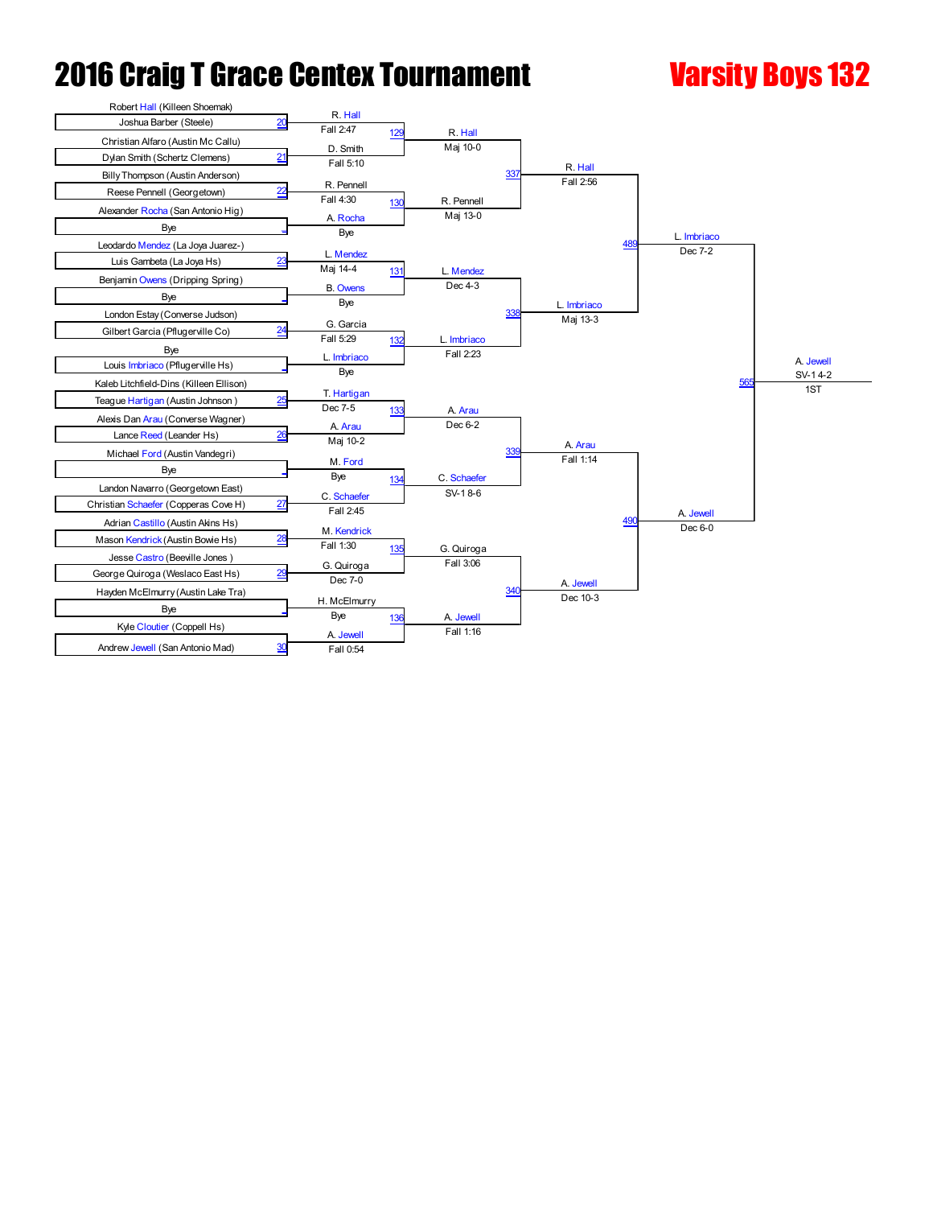# 2016 Craig T Grace Centex Tournament

## Varsity Boys 132

### First Round

| Bout | Wrestler 1 | Wrestler 2 | Winner | Result |
|---|---|---|---|---|
| 20 | Robert Hall (Killeen Shoemak) | Joshua Barber (Steele) | R. Hall | Fall 2:47 |
| 21 | Christian Alfaro (Austin Mc Callu) | Dylan Smith (Schertz Clemens) | D. Smith | Fall 5:10 |
| 22 | Billy Thompson (Austin Anderson) | Reese Pennell (Georgetown) | R. Pennell | Fall 4:30 |
| - | Alexander Rocha (San Antonio Hig) | Bye | A. Rocha | Bye |
| 23 | Leodardo Mendez (La Joya Juarez-) | Luis Gambeta (La Joya Hs) | L. Mendez | Maj 14-4 |
| - | Benjamin Owens (Dripping Spring) | Bye | B. Owens | Bye |
| 24 | London Estay (Converse Judson) | Gilbert Garcia (Pflugerville Co) | G. Garcia | Fall 5:29 |
| - | Bye | Louis Imbriaco (Pflugerville Hs) | L. Imbriaco | Bye |
| 25 | Kaleb Litchfield-Dins (Killeen Ellison) | Teague Hartigan (Austin Johnson ) | T. Hartigan | Dec 7-5 |
| 26 | Alexis Dan Arau (Converse Wagner) | Lance Reed (Leander Hs) | A. Arau | Maj 10-2 |
| - | Michael Ford (Austin Vandegri) | Bye | M. Ford | Bye |
| 27 | Landon Navarro (Georgetown East) | Christian Schaefer (Copperas Cove H) | C. Schaefer | Fall 2:45 |
| 28 | Adrian Castillo (Austin Akins Hs) | Mason Kendrick (Austin Bowie Hs) | M. Kendrick | Fall 1:30 |
| 29 | Jesse Castro (Beeville Jones ) | George Quiroga (Weslaco East Hs) | G. Quiroga | Dec 7-0 |
| - | Hayden McElmurry (Austin Lake Tra) | Bye | H. McElmurry | Bye |
| 30 | Kyle Cloutier (Coppell Hs) | Andrew Jewell (San Antonio Mad) | A. Jewell | Fall 0:54 |

### Second Round

| Bout | Wrestler 1 | Wrestler 2 | Winner | Result |
|---|---|---|---|---|
| 129 | R. Hall | D. Smith | R. Hall | Maj 10-0 |
| 130 | R. Pennell | A. Rocha | R. Pennell | Maj 13-0 |
| 131 | L. Mendez | B. Owens | L. Mendez | Dec 4-3 |
| 132 | G. Garcia | L. Imbriaco | L. Imbriaco | Fall 2:23 |
| 133 | T. Hartigan | A. Arau | A. Arau | Dec 6-2 |
| 134 | M. Ford | C. Schaefer | C. Schaefer | SV-1 8-6 |
| 135 | M. Kendrick | G. Quiroga | G. Quiroga | Fall 3:06 |
| 136 | H. McElmurry | A. Jewell | A. Jewell | Fall 1:16 |

### Quarterfinals

| Bout | Wrestler 1 | Wrestler 2 | Winner | Result |
|---|---|---|---|---|
| 337 | R. Hall | R. Pennell | R. Hall | Fall 2:56 |
| 338 | L. Mendez | L. Imbriaco | L. Imbriaco | Maj 13-3 |
| 339 | A. Arau | C. Schaefer | A. Arau | Fall 1:14 |
| 340 | G. Quiroga | A. Jewell | A. Jewell | Dec 10-3 |

### Semifinals

| Bout | Wrestler 1 | Wrestler 2 | Winner | Result |
|---|---|---|---|---|
| 489 | R. Hall | L. Imbriaco | L. Imbriaco | Dec 7-2 |
| 490 | A. Arau | A. Jewell | A. Jewell | Dec 6-0 |

### Final

| Bout | Wrestler 1 | Wrestler 2 | Winner | Result |
|---|---|---|---|---|
| 565 | L. Imbriaco | A. Jewell | A. Jewell | SV-1 4-2 |

1ST: A. Jewell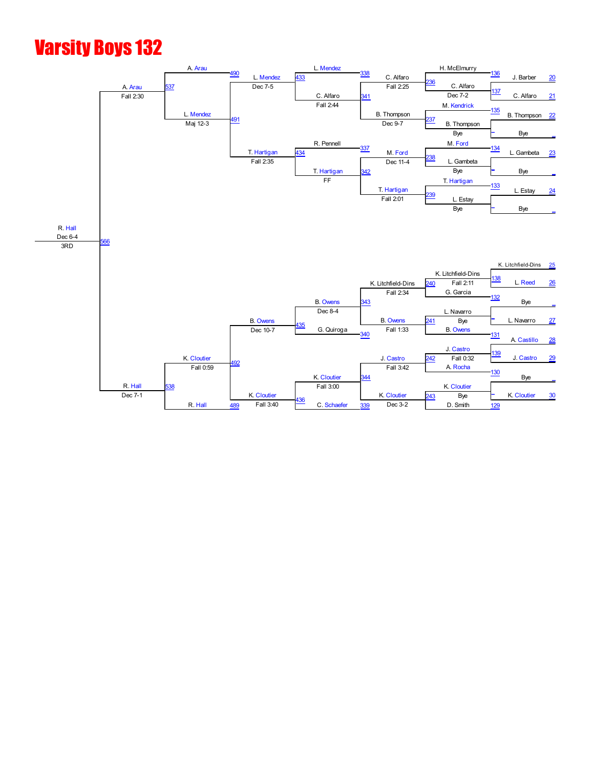# Varsity Boys 132

## Consolation Bracket

### Round 1 (bouts 129–136)

| Bout | Wrestler 1 | Wrestler 2 | Winner | Result |
|---|---|---|---|---|
| 136 | J. Barber (20) | C. Alfaro (21) | C. Alfaro | Dec 7-2 |
| 135 | B. Thompson (22) | Bye | B. Thompson | Bye |
| 134 | L. Gambeta (23) | Bye | L. Gambeta | Bye |
| 133 | L. Estay (24) | Bye | L. Estay | Bye |
| 138 | K. Litchfield-Dins (25) | L. Reed (26) | K. Litchfield-Dins | Fall 2:11 |
| 132 | Bye | L. Navarro (27) | L. Navarro | Bye |
| 131 | A. Castillo (28) | J. Castro (29) | J. Castro | Fall 0:32 |
| 130 | Bye | K. Cloutier (30) | K. Cloutier | Bye |

### Round 2 (bouts 236–243)

| Bout | Wrestler 1 | Wrestler 2 | Winner | Result |
|---|---|---|---|---|
| 236 | H. McElmurry | C. Alfaro | C. Alfaro | Fall 2:25 |
| 237 | M. Kendrick | B. Thompson | B. Thompson | Dec 9-7 |
| 238 | M. Ford | L. Gambeta | M. Ford | Dec 11-4 |
| 239 | T. Hartigan | L. Estay | T. Hartigan | Fall 2:01 |
| 240 | K. Litchfield-Dins | G. Garcia | K. Litchfield-Dins | Fall 2:34 |
| 241 | L. Navarro | B. Owens | B. Owens | Fall 1:33 |
| 242 | J. Castro | A. Rocha | J. Castro | Fall 3:42 |
| 243 | K. Cloutier | D. Smith | K. Cloutier | Dec 3-2 |

### Round 3 (bouts 338–344)

| Bout | Wrestler 1 | Wrestler 2 | Winner | Result |
|---|---|---|---|---|
| 338 / 341 | L. Mendez | C. Alfaro (vs. B. Thompson, Fall 2:25 / Dec 9-7) | C. Alfaro | Fall 2:44 |
| 337 / 342 | R. Pennell | T. Hartigan (vs. M. Ford, Dec 11-4 / Fall 2:01) | T. Hartigan | FF |
| 343 / 340 | B. Owens (vs. K. Litchfield-Dins) | G. Quiroga | B. Owens | Dec 8-4 |
| 344 / 339 | K. Cloutier (vs. J. Castro) | C. Schaefer | K. Cloutier | Fall 3:00 |

### Round 4 (bouts 433–436)

| Bout | Wrestler 1 | Wrestler 2 | Winner | Result |
|---|---|---|---|---|
| 433 | L. Mendez | C. Alfaro | L. Mendez | Dec 7-5 |
| 434 | R. Pennell | T. Hartigan | T. Hartigan | Fall 2:35 |
| 435 | B. Owens | G. Quiroga | B. Owens | Dec 10-7 |
| 436 | K. Cloutier | C. Schaefer | K. Cloutier | Fall 3:40 |

### Round 5 (bouts 489–492)

| Bout | Wrestler 1 | Wrestler 2 | Winner | Result |
|---|---|---|---|---|
| 490 / 491 | A. Arau | L. Mendez (vs. T. Hartigan) | L. Mendez | Maj 12-3 |
| 492 / 489 | K. Cloutier (vs. B. Owens) | R. Hall | K. Cloutier | Fall 0:59 |

### Semifinals (bouts 537–538)

| Bout | Wrestler 1 | Wrestler 2 | Winner | Result |
|---|---|---|---|---|
| 537 | A. Arau | L. Mendez | A. Arau | Fall 2:30 |
| 538 | K. Cloutier | R. Hall | R. Hall | Dec 7-1 |

### 3rd Place (bout 566)

| Bout | Wrestler 1 | Wrestler 2 | Winner | Result |
|---|---|---|---|---|
| 566 | A. Arau | R. Hall | R. Hall | Dec 6-4 — 3RD |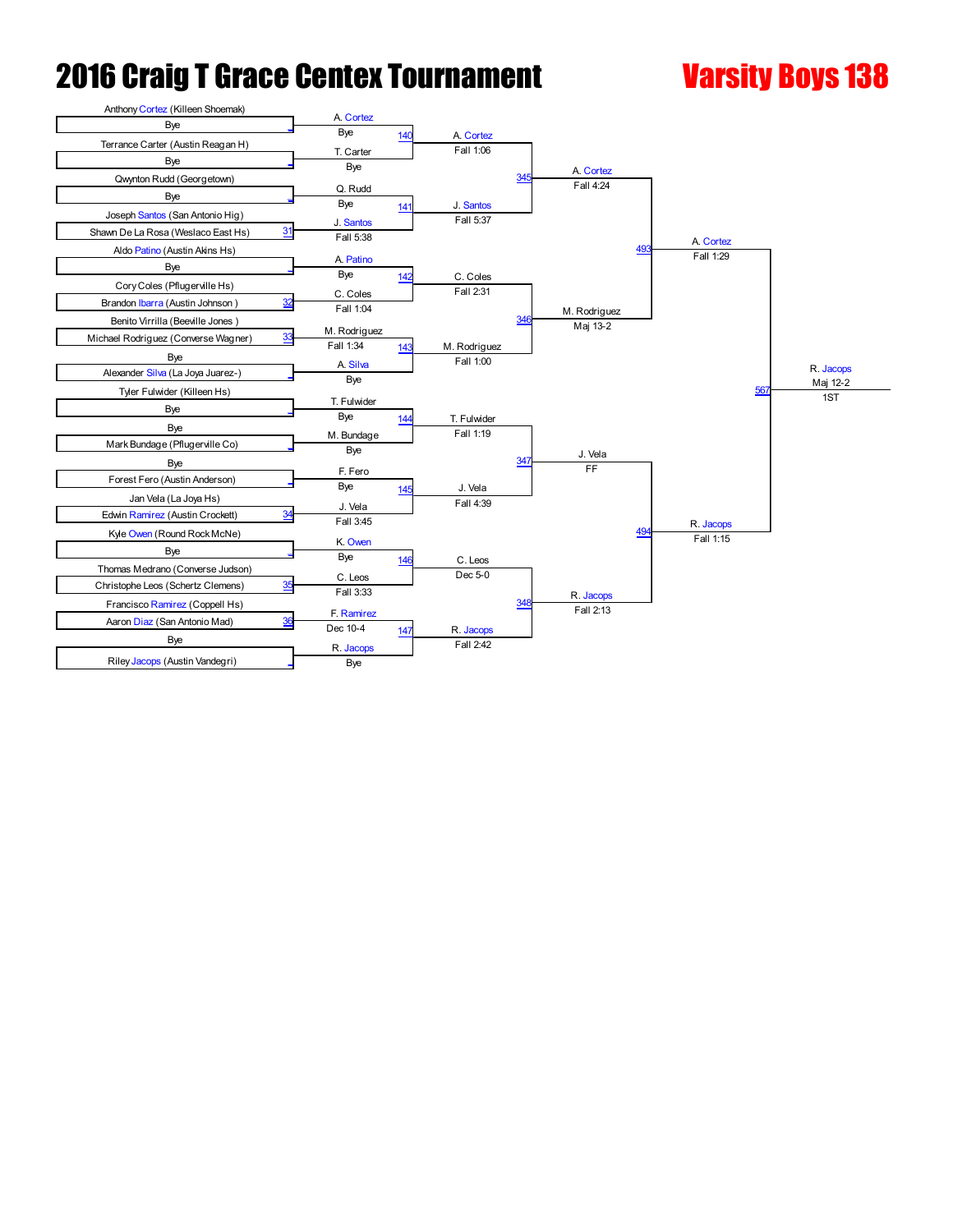# 2016 Craig T Grace Centex Tournament

## Varsity Boys 138

### Round 1 (First Round)

| Match | Wrestler 1 | Wrestler 2 | Winner | Result |
|---|---|---|---|---|
| | Anthony Cortez (Killeen Shoemak) | Bye | A. Cortez | Bye |
| | Terrance Carter (Austin Reagan H) | Bye | T. Carter | Bye |
| | Qwynton Rudd (Georgetown) | Bye | Q. Rudd | Bye |
| 31 | Joseph Santos (San Antonio Hig) | Shawn De La Rosa (Weslaco East Hs) | J. Santos | Fall 5:38 |
| | Aldo Patino (Austin Akins Hs) | Bye | A. Patino | Bye |
| 32 | Cory Coles (Pflugerville Hs) | Brandon Ibarra (Austin Johnson ) | C. Coles | Fall 1:04 |
| 33 | Benito Virrilla (Beeville Jones ) | Michael Rodriguez (Converse Wagner) | M. Rodriguez | Fall 1:34 |
| | Bye | Alexander Silva (La Joya Juarez-) | A. Silva | Bye |
| | Tyler Fulwider (Killeen Hs) | Bye | T. Fulwider | Bye |
| | Bye | Mark Bundage (Pflugerville Co) | M. Bundage | Bye |
| | Bye | Forest Fero (Austin Anderson) | F. Fero | Bye |
| 34 | Jan Vela (La Joya Hs) | Edwin Ramirez (Austin Crockett) | J. Vela | Fall 3:45 |
| | Kyle Owen (Round Rock McNe) | Bye | K. Owen | Bye |
| 35 | Thomas Medrano (Converse Judson) | Christophe Leos (Schertz Clemens) | C. Leos | Fall 3:33 |
| 36 | Francisco Ramirez (Coppell Hs) | Aaron Diaz (San Antonio Mad) | F. Ramirez | Dec 10-4 |
| | Bye | Riley Jacops (Austin Vandegri) | R. Jacops | Bye |

### Round 2

| Match | Winner | Result |
|---|---|---|
| 140 | A. Cortez | Fall 1:06 |
| 141 | J. Santos | Fall 5:37 |
| 142 | C. Coles | Fall 2:31 |
| 143 | M. Rodriguez | Fall 1:00 |
| 144 | T. Fulwider | Fall 1:19 |
| 145 | J. Vela | Fall 4:39 |
| 146 | C. Leos | Dec 5-0 |
| 147 | R. Jacops | Fall 2:42 |

### Quarterfinals

| Match | Winner | Result |
|---|---|---|
| 345 | A. Cortez | Fall 4:24 |
| 346 | M. Rodriguez | Maj 13-2 |
| 347 | J. Vela | FF |
| 348 | R. Jacops | Fall 2:13 |

### Semifinals

| Match | Winner | Result |
|---|---|---|
| 493 | A. Cortez | Fall 1:29 |
| 494 | R. Jacops | Fall 1:15 |

### Final

| Match | Winner | Result | Place |
|---|---|---|---|
| 567 | R. Jacops | Maj 12-2 | 1ST |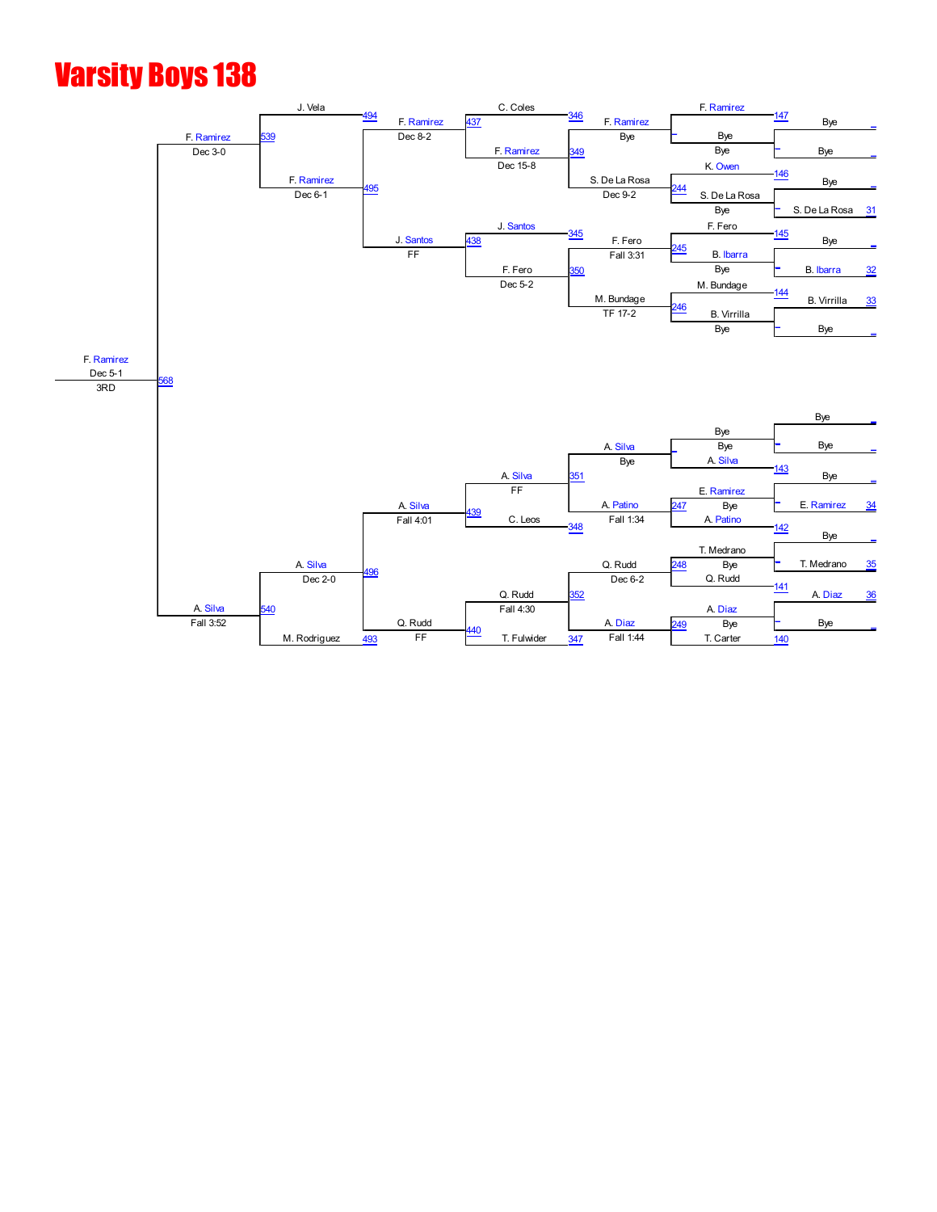# Varsity Boys 138

## Championship Bracket (Top Half)

| Round 1 | Bout | Round 2 | Bout | Round 3 | Bout | Quarterfinals | Bout | Semifinals | Bout | Finals |
|---|---|---|---|---|---|---|---|---|---|---|
| Bye | – | Bye | – | | | | | | | |
| | | F. Ramirez | 147 | F. Ramirez (Bye) | | | | | | |
| Bye | – | Bye | – | | | F. Ramirez (Dec 15-8) | 349 | | | |
| | | K. Owen | 146 | | | | | | | |
| S. De La Rosa | 31 | S. De La Rosa (Bye) | 244 | S. De La Rosa (Dec 9-2) | | C. Coles | 346 | F. Ramirez (Dec 8-2) | 437 | |
| Bye | – | F. Fero | 145 | | | | | | | |
| B. Ibarra | 32 | B. Ibarra (Bye) | 245 | F. Fero (Fall 3:31) | | F. Fero (Dec 5-2) | 350 | | | |
| B. Virrilla | 33 | M. Bundage | 144 | | | | | | | |
| Bye | – | B. Virrilla (Bye) | 246 | M. Bundage (TF 17-2) | | J. Santos | 345 | J. Santos (FF) | 438 | |

| Round 4 | Bout | Round 5 | Bout | Result |
|---|---|---|---|---|
| J. Vela | 494 | | | |
| F. Ramirez (Dec 6-1) | 495 | F. Ramirez (Dec 3-0) | 539 | |
| | | | | F. Ramirez (Dec 5-1) — 3RD (568) |

## Championship Bracket (Bottom Half)

| Round 1 | Bout | Round 2 | Bout | Round 3 | Bout | Quarterfinals | Bout | Semifinals | Bout |
|---|---|---|---|---|---|---|---|---|---|
| Bye | – | Bye | | | | | | | |
| Bye | – | Bye | – | A. Silva (Bye) | | | | | |
| Bye | – | A. Silva | 143 | | | A. Silva (FF) | 351 | | |
| E. Ramirez | 34 | E. Ramirez | | | | | | | |
| Bye | – | A. Patino (Bye) | 247 | A. Patino (Fall 1:34) | | C. Leos | 348 | A. Silva (Fall 4:01) | 439 |
| T. Medrano | 35 | T. Medrano | 142 | | | | | | |
| A. Diaz | 36 | Q. Rudd (Bye) | 248 | Q. Rudd (Dec 6-2) | | | | | |
| Bye | – | A. Diaz | 141 | | | Q. Rudd (Fall 4:30) | 352 | | |
| | | T. Carter (Bye) | 140 / 249 | A. Diaz (Fall 1:44) | | T. Fulwider | 347 | Q. Rudd (FF) | 440 |

| Round 4 | Bout | Round 5 | Bout |
|---|---|---|---|
| A. Silva (Dec 2-0) | 496 | | |
| M. Rodriguez | 493 | A. Silva (Fall 3:52) | 540 |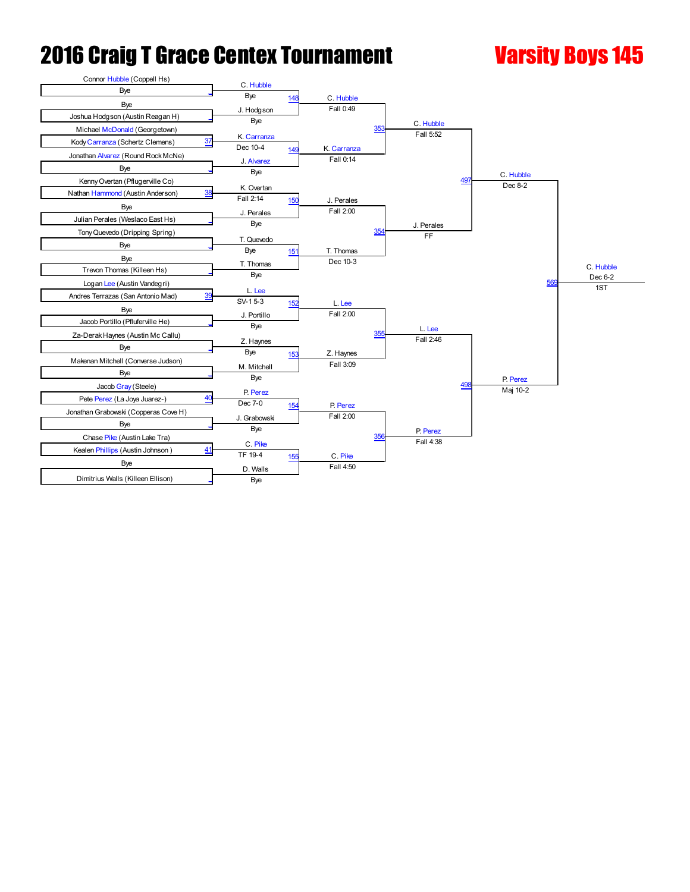# 2016 Craig T Grace Centex Tournament

## Varsity Boys 145

### First Round

| Bout | Wrestler 1 | Wrestler 2 | Winner | Result |
|---|---|---|---|---|
| | Connor Hubble (Coppell Hs) | Bye | C. Hubble | Bye |
| | Bye | Joshua Hodgson (Austin Reagan H) | J. Hodgson | Bye |
| 37 | Michael McDonald (Georgetown) | Kody Carranza (Schertz Clemens) | K. Carranza | Dec 10-4 |
| | Jonathan Alvarez (Round Rock McNe) | Bye | J. Alvarez | Bye |
| 38 | Kenny Overtan (Pflugerville Co) | Nathan Hammond (Austin Anderson) | K. Overtan | Fall 2:14 |
| | Bye | Julian Perales (Weslaco East Hs) | J. Perales | Bye |
| | Tony Quevedo (Dripping Spring) | Bye | T. Quevedo | Bye |
| | Bye | Trevon Thomas (Killeen Hs) | T. Thomas | Bye |
| 39 | Logan Lee (Austin Vandegri) | Andres Terrazas (San Antonio Mad) | L. Lee | SV-1 5-3 |
| | Bye | Jacob Portillo (Pfluferville He) | J. Portillo | Bye |
| | Za-Derak Haynes (Austin Mc Callu) | Bye | Z. Haynes | Bye |
| | Makenan Mitchell (Converse Judson) | Bye | M. Mitchell | Bye |
| 40 | Jacob Gray (Steele) | Pete Perez (La Joya Juarez-) | P. Perez | Dec 7-0 |
| | Jonathan Grabowski (Copperas Cove H) | Bye | J. Grabowski | Bye |
| 41 | Chase Pike (Austin Lake Tra) | Kealen Phillips (Austin Johnson ) | C. Pike | TF 19-4 |
| | Bye | Dimitrius Walls (Killeen Ellison) | D. Walls | Bye |

### Second Round

| Bout | Winner | Result |
|---|---|---|
| 148 | C. Hubble | Fall 0:49 |
| 149 | K. Carranza | Fall 0:14 |
| 150 | J. Perales | Fall 2:00 |
| 151 | T. Thomas | Dec 10-3 |
| 152 | L. Lee | Fall 2:00 |
| 153 | Z. Haynes | Fall 3:09 |
| 154 | P. Perez | Fall 2:00 |
| 155 | C. Pike | Fall 4:50 |

### Quarterfinals

| Bout | Winner | Result |
|---|---|---|
| 353 | C. Hubble | Fall 5:52 |
| 354 | J. Perales | FF |
| 355 | L. Lee | Fall 2:46 |
| 356 | P. Perez | Fall 4:38 |

### Semifinals

| Bout | Winner | Result |
|---|---|---|
| 497 | C. Hubble | Dec 8-2 |
| 498 | P. Perez | Maj 10-2 |

### Final

| Bout | Winner | Result | Place |
|---|---|---|---|
| 569 | C. Hubble | Dec 6-2 | 1ST |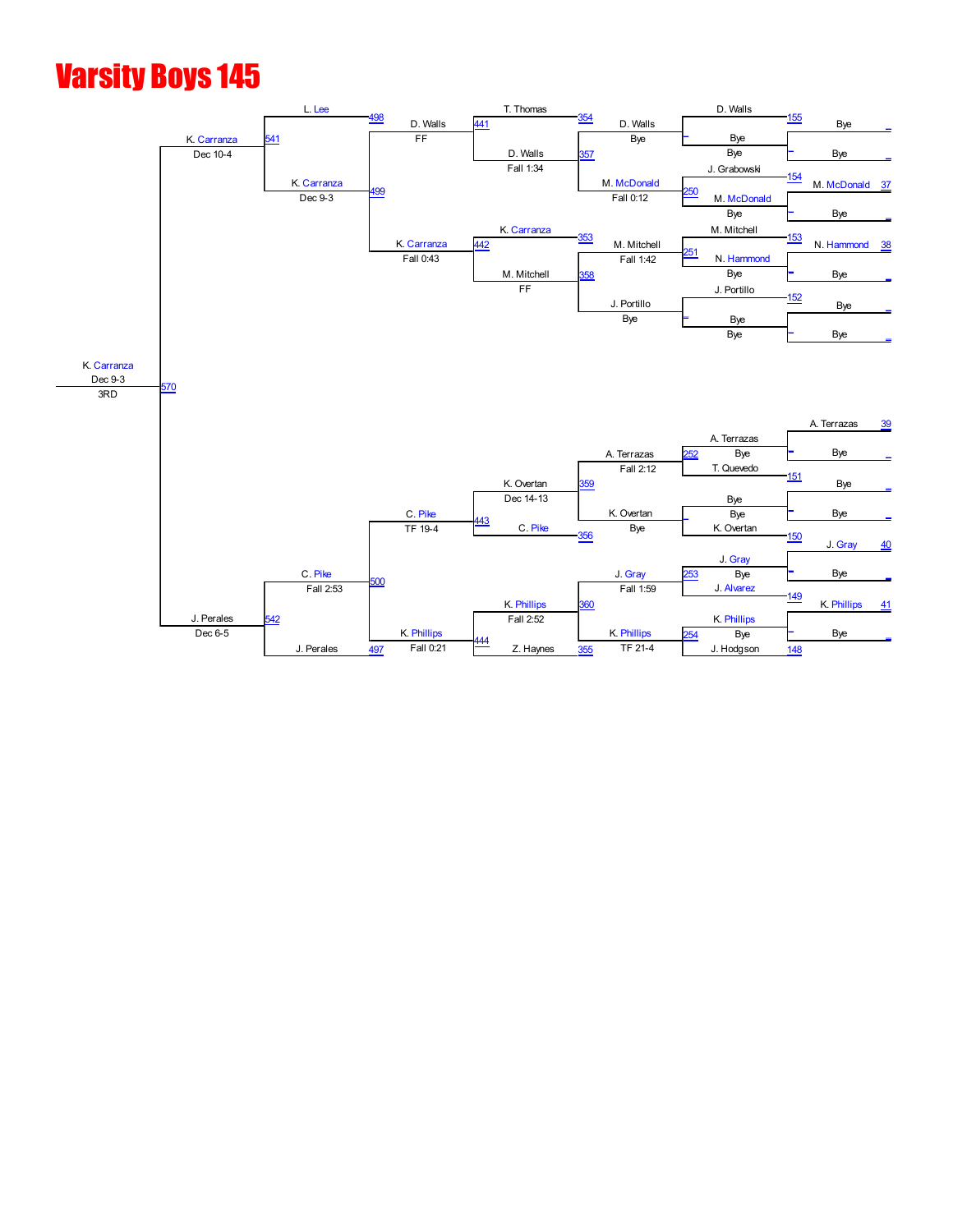# Varsity Boys 145

**Championship bracket – top half**

| First round | Second round | Quarterfinals | Semifinals | Final |
|---|---|---|---|---|
| D. Walls – Bye (155) | D. Walls – Bye | D. Walls – Fall 1:34 (357) | D. Walls – FF (441) | L. Lee (498) |
| Bye vs Bye | | | | |
| J. Grabowski vs M. McDonald (154) | M. McDonald – Bye (250) | | | |
| M. McDonald – Bye (37) | | | | |
| M. Mitchell vs N. Hammond (153) | M. Mitchell – Fall 1:42 (251) | M. Mitchell – FF (358) | | |
| N. Hammond – Bye (38) | | | | |
| J. Portillo – Bye (152) | J. Portillo – Bye | | | |
| Bye vs Bye | | | | |

- 354: T. Thomas
- 357: D. Walls def. Fall 1:34
- 250: M. McDonald, Fall 0:12
- 353: K. Carranza
- 358: M. Mitchell, FF
- 441: D. Walls, FF
- 442: K. Carranza, Fall 0:43
- 498: L. Lee
- 499: K. Carranza, Dec 9-3
- 541: K. Carranza, Dec 10-4

**Championship bracket – bottom half**

- 39: A. Terrazas – Bye
- 151: T. Quevedo – Bye
- 252: A. Terrazas, Bye
- 150: K. Overtan – Bye
- 359: A. Terrazas, Fall 2:12
- 40: J. Gray – Bye
- 149: J. Alvarez
- 253: J. Gray, Bye
- 41: K. Phillips – Bye
- 148: J. Hodgson
- 254: K. Phillips, Bye
- 356: K. Overtan, Bye
- 360: J. Gray, Fall 1:59
- 355: K. Phillips, TF 21-4
- 443: K. Overtan, Dec 14-13; C. Pike
- 444: K. Phillips, Fall 2:52; Z. Haynes
- 500: C. Pike, TF 19-4
- 497: K. Phillips, Fall 0:21; J. Perales
- 542: C. Pike, Fall 2:53; J. Perales

**Final (570):** K. Carranza, Dec 10-4 vs J. Perales, Dec 6-5

**K. Carranza** – Dec 9-3 – 3RD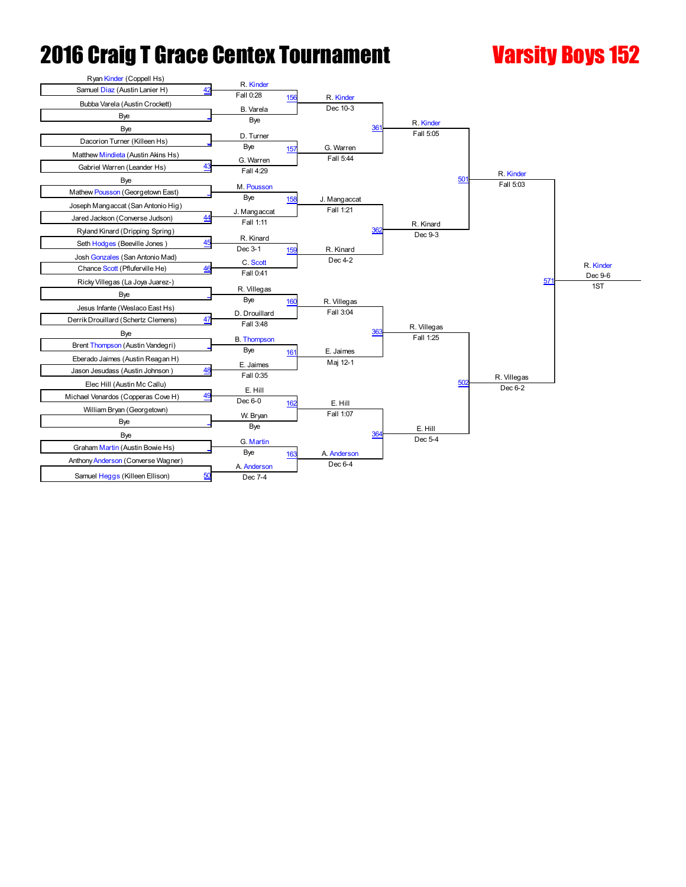# 2016 Craig T Grace Centex Tournament

## Varsity Boys 152

### Round 1

| Bout | Wrestler 1 | Wrestler 2 | Winner | Result |
|---|---|---|---|---|
| 42 | Ryan Kinder (Coppell Hs) | Samuel Diaz (Austin Lanier H) | R. Kinder | Fall 0:28 |
| _ | Bubba Varela (Austin Crockett) | Bye | B. Varela | Bye |
| _ | Bye | Dacorion Turner (Killeen Hs) | D. Turner | Bye |
| 43 | Matthew Mindieta (Austin Akins Hs) | Gabriel Warren (Leander Hs) | G. Warren | Fall 4:29 |
| _ | Bye | Mathew Pousson (Georgetown East) | M. Pousson | Bye |
| 44 | Joseph Mangaccat (San Antonio Hig) | Jared Jackson (Converse Judson) | J. Mangaccat | Fall 1:11 |
| 45 | Ryland Kinard (Dripping Spring) | Seth Hodges (Beeville Jones ) | R. Kinard | Dec 3-1 |
| 46 | Josh Gonzales (San Antonio Mad) | Chance Scott (Pflugerville He) | C. Scott | Fall 0:41 |
| _ | Ricky Villegas (La Joya Juarez-) | Bye | R. Villegas | Bye |
| 47 | Jesus Infante (Weslaco East Hs) | Derrik Drouillard (Schertz Clemens) | D. Drouillard | Fall 3:48 |
| _ | Bye | Brent Thompson (Austin Vandegri) | B. Thompson | Bye |
| 48 | Eberado Jaimes (Austin Reagan H) | Jason Jesudass (Austin Johnson ) | E. Jaimes | Fall 0:35 |
| 49 | Elec Hill (Austin Mc Callu) | Michael Venardos (Copperas Cove H) | E. Hill | Dec 6-0 |
| _ | William Bryan (Georgetown) | Bye | W. Bryan | Bye |
| _ | Bye | Graham Martin (Austin Bowie Hs) | G. Martin | Bye |
| 50 | Anthony Anderson (Converse Wagner) | Samuel Heggs (Killeen Ellison) | A. Anderson | Dec 7-4 |

### Round 2

| Bout | Winner | Result |
|---|---|---|
| 156 | R. Kinder | Dec 10-3 |
| 157 | G. Warren | Fall 5:44 |
| 158 | J. Mangaccat | Fall 1:21 |
| 159 | R. Kinard | Dec 4-2 |
| 160 | R. Villegas | Fall 3:04 |
| 161 | E. Jaimes | Maj 12-1 |
| 162 | E. Hill | Fall 1:07 |
| 163 | A. Anderson | Dec 6-4 |

### Quarterfinals

| Bout | Winner | Result |
|---|---|---|
| 361 | R. Kinder | Fall 5:05 |
| 362 | R. Kinard | Dec 9-3 |
| 363 | R. Villegas | Fall 1:25 |
| 364 | E. Hill | Dec 5-4 |

### Semifinals

| Bout | Winner | Result |
|---|---|---|
| 501 | R. Kinder | Fall 5:03 |
| 502 | R. Villegas | Dec 6-2 |

### Final

| Bout | Winner | Result | Place |
|---|---|---|---|
| 571 | R. Kinder | Dec 9-6 | 1ST |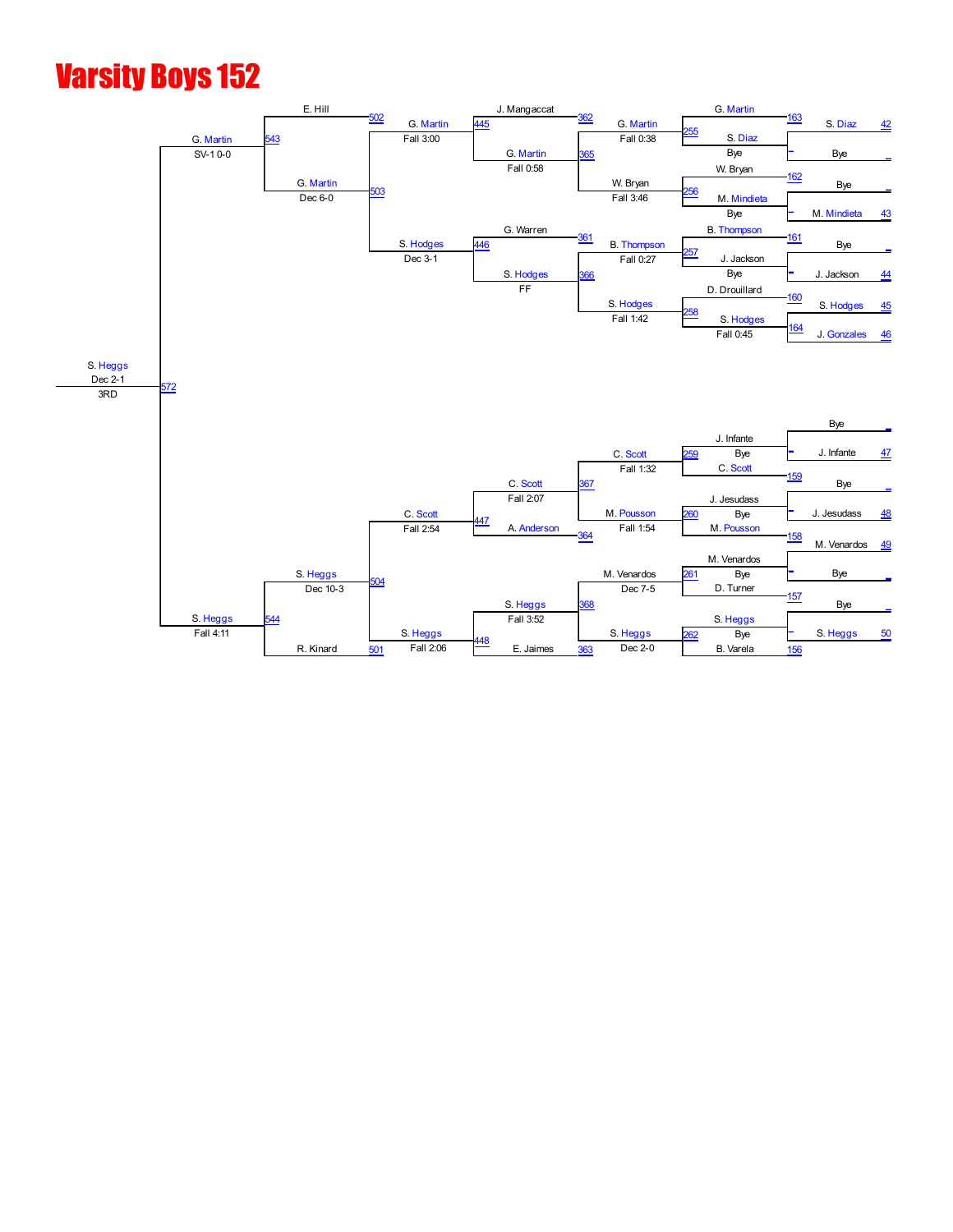# Varsity Boys 152

## Top Half

**Round 1**

| Bout | Wrestler 1 | Wrestler 2 | Winner | Result |
| --- | --- | --- | --- | --- |
| 255 | G. Martin (163) | S. Diaz (42) / Bye | G. Martin | Fall 0:38 |
| 256 | W. Bryan (162) | M. Mindieta (43) / Bye | W. Bryan | Fall 3:46 |
| 257 | B. Thompson (161) | J. Jackson (44) / Bye | B. Thompson | Fall 0:27 |
| 258 | D. Drouillard (160) | S. Hodges (45) vs J. Gonzales (46) – 164, S. Hodges Fall 0:45 | S. Hodges | Fall 1:42 |

**Round 2**

| Bout | Wrestler 1 | Wrestler 2 | Winner | Result |
| --- | --- | --- | --- | --- |
| 365 | J. Mangaccat (362) | G. Martin | G. Martin | Fall 0:58 |
| 366 | G. Warren (361) | S. Hodges | S. Hodges | FF |

**Round 3**

| Bout | Wrestler 1 | Wrestler 2 | Winner | Result |
| --- | --- | --- | --- | --- |
| 445 | G. Martin | G. Martin | G. Martin | Fall 3:00 |
| 446 | B. Thompson | S. Hodges | S. Hodges | Dec 3-1 |

**Round 4**

| Bout | Wrestler 1 | Wrestler 2 | Winner | Result |
| --- | --- | --- | --- | --- |
| 503 | E. Hill (502) | G. Martin | G. Martin | Dec 6-0 |
| 543 | G. Martin | S. Hodges | G. Martin | SV-1 0-0 |

## Bottom Half

**Round 1**

| Bout | Wrestler 1 | Wrestler 2 | Winner | Result |
| --- | --- | --- | --- | --- |
| 259 | J. Infante (47) / Bye | C. Scott (159) | C. Scott | Fall 1:32 |
| 260 | J. Jesudass (48) / Bye | M. Pousson (158) | M. Pousson | Fall 1:54 |
| 261 | M. Venardos (49) / Bye | D. Turner (157) | M. Venardos | Dec 7-5 |
| 262 | S. Heggs (50) / Bye | B. Varela (156) | S. Heggs | Dec 2-0 |

**Round 2**

| Bout | Wrestler 1 | Wrestler 2 | Winner | Result |
| --- | --- | --- | --- | --- |
| 367 | C. Scott | A. Anderson (364) | C. Scott | Fall 2:07 |
| 368 | S. Heggs | E. Jaimes (363) | S. Heggs | Fall 3:52 |

**Round 3**

| Bout | Wrestler 1 | Wrestler 2 | Winner | Result |
| --- | --- | --- | --- | --- |
| 447 | C. Scott | M. Pousson | C. Scott | Fall 2:54 |
| 448 | M. Venardos | S. Heggs | S. Heggs | Fall 2:06 |

**Round 4**

| Bout | Wrestler 1 | Wrestler 2 | Winner | Result |
| --- | --- | --- | --- | --- |
| 504 | C. Scott | S. Heggs | S. Heggs | Dec 10-3 |
| 544 | S. Heggs | R. Kinard (501) | S. Heggs | Fall 4:11 |

## Final (572)

| Wrestler 1 | Wrestler 2 | Winner | Result |
| --- | --- | --- | --- |
| G. Martin | S. Heggs | S. Heggs | Dec 2-1, 3RD |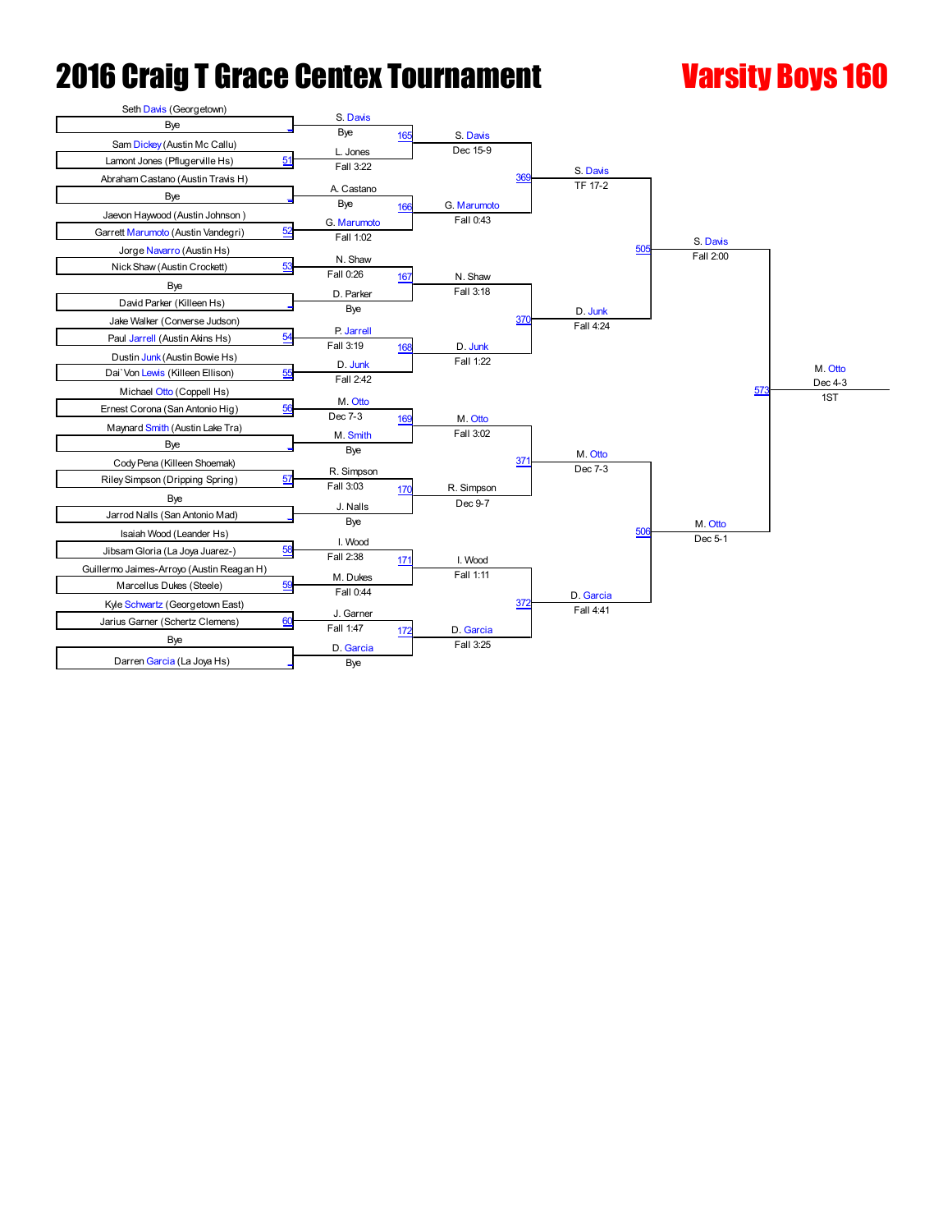# 2016 Craig T Grace Centex Tournament

## Varsity Boys 160

### First Round

| Bout | Wrestler 1 | Wrestler 2 | Winner | Result |
|---|---|---|---|---|
| | Seth Davis (Georgetown) | Bye | S. Davis | Bye |
| 51 | Sam Dickey (Austin Mc Callu) | Lamont Jones (Pflugerville Hs) | L. Jones | Fall 3:22 |
| | Abraham Castano (Austin Travis H) | Bye | A. Castano | Bye |
| 52 | Jaevon Haywood (Austin Johnson ) | Garrett Marumoto (Austin Vandegri) | G. Marumoto | Fall 1:02 |
| 53 | Jorge Navarro (Austin Hs) | Nick Shaw (Austin Crockett) | N. Shaw | Fall 0:26 |
| | Bye | David Parker (Killeen Hs) | D. Parker | Bye |
| 54 | Jake Walker (Converse Judson) | Paul Jarrell (Austin Akins Hs) | P. Jarrell | Fall 3:19 |
| 55 | Dustin Junk (Austin Bowie Hs) | Dai`Von Lewis (Killeen Ellison) | D. Junk | Fall 2:42 |
| 56 | Michael Otto (Coppell Hs) | Ernest Corona (San Antonio Hig) | M. Otto | Dec 7-3 |
| | Maynard Smith (Austin Lake Tra) | Bye | M. Smith | Bye |
| 57 | Cody Pena (Killeen Shoemak) | Riley Simpson (Dripping Spring) | R. Simpson | Fall 3:03 |
| | Bye | Jarrod Nalls (San Antonio Mad) | J. Nalls | Bye |
| 58 | Isaiah Wood (Leander Hs) | Jibsam Gloria (La Joya Juarez-) | I. Wood | Fall 2:38 |
| 59 | Guillermo Jaimes-Arroyo (Austin Reagan H) | Marcellus Dukes (Steele) | M. Dukes | Fall 0:44 |
| 60 | Kyle Schwartz (Georgetown East) | Jarius Garner (Schertz Clemens) | J. Garner | Fall 1:47 |
| | Bye | Darren Garcia (La Joya Hs) | D. Garcia | Bye |

### Second Round

| Bout | Winner | Result |
|---|---|---|
| 165 | S. Davis | Dec 15-9 |
| 166 | G. Marumoto | Fall 0:43 |
| 167 | N. Shaw | Fall 3:18 |
| 168 | D. Junk | Fall 1:22 |
| 169 | M. Otto | Fall 3:02 |
| 170 | R. Simpson | Dec 9-7 |
| 171 | I. Wood | Fall 1:11 |
| 172 | D. Garcia | Fall 3:25 |

### Quarterfinals

| Bout | Winner | Result |
|---|---|---|
| 369 | S. Davis | TF 17-2 |
| 370 | D. Junk | Fall 4:24 |
| 371 | M. Otto | Dec 7-3 |
| 372 | D. Garcia | Fall 4:41 |

### Semifinals

| Bout | Winner | Result |
|---|---|---|
| 505 | S. Davis | Fall 2:00 |
| 506 | M. Otto | Dec 5-1 |

### Final

| Bout | Winner | Result | Place |
|---|---|---|---|
| 573 | M. Otto | Dec 4-3 | 1ST |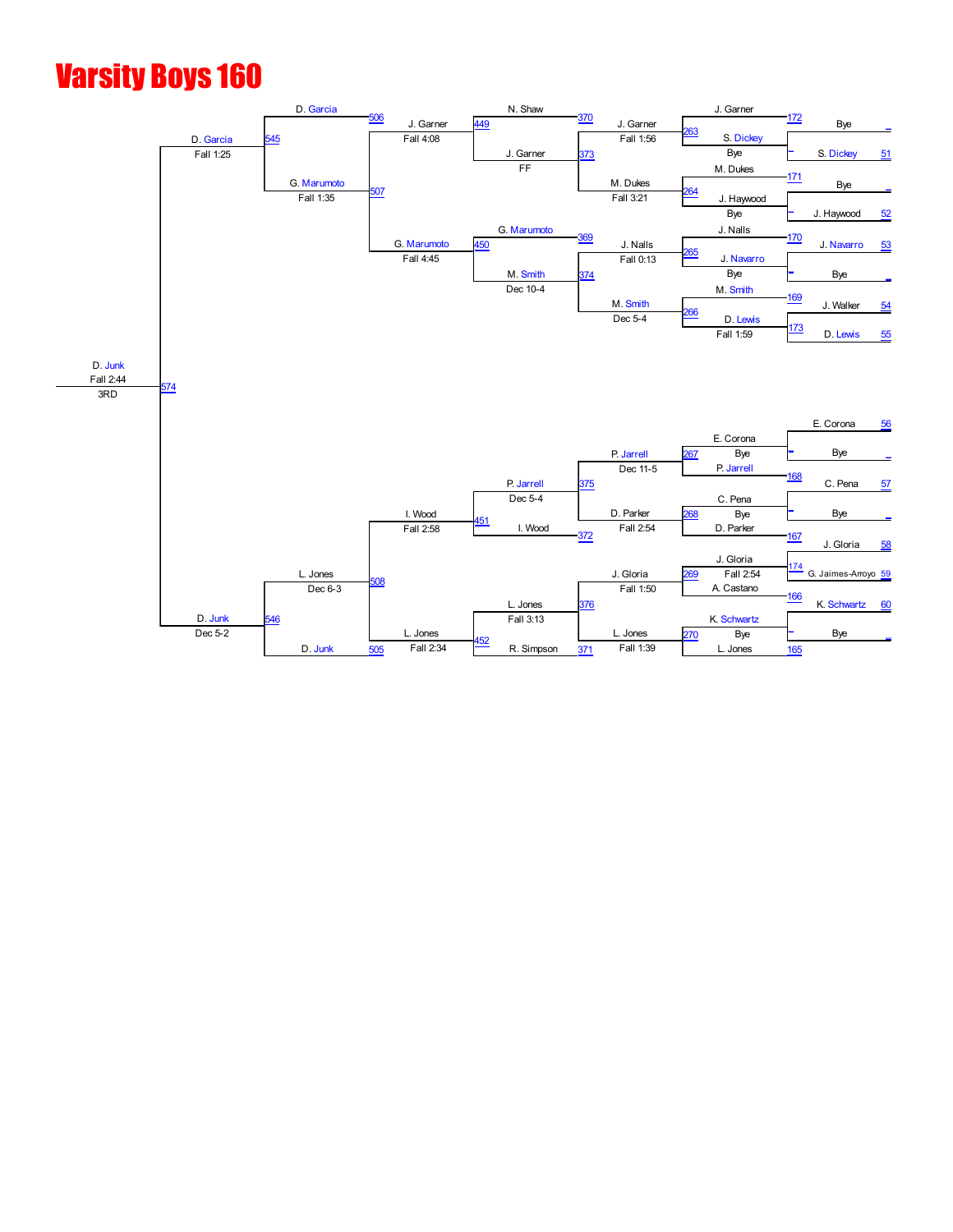# Varsity Boys 160

**Championship bracket (3RD):** D. Junk, Fall 2:44 (574)

## Upper bracket

| Round 1 | Round 2 | Round 3 | Round 4 | Round 5 | Semifinal |
|---|---|---|---|---|---|
| Bye vs S. Dickey (51) | J. Garner vs S. Dickey — J. Garner, Bye (172 / 263) | N. Shaw vs J. Garner — J. Garner, Fall 1:56 (370 / 373) | J. Garner, FF (449) | D. Garcia vs J. Garner — J. Garner, Fall 4:08 (506) | D. Garcia, Fall 1:25 (545) |
| Bye vs J. Haywood (52) | M. Dukes vs J. Haywood — J. Haywood, Bye (171 / 264) | M. Dukes, Fall 3:21 | | G. Marumoto, Fall 1:35 (507) | |
| J. Navarro (53) vs Bye | J. Nalls vs J. Navarro — J. Navarro, Bye (170 / 265) | J. Nalls, Fall 0:13 (369) | G. Marumoto vs M. Smith — G. Marumoto, Fall 4:45 (450) | | |
| J. Walker (54) vs D. Lewis (55) — D. Lewis, Fall 1:59 (173) | M. Smith vs D. Lewis (169 / 266) | M. Smith, Dec 5-4 (374) | M. Smith, Dec 10-4 | | |

## Lower bracket

| Round 1 | Round 2 | Round 3 | Round 4 | Round 5 | Semifinal |
|---|---|---|---|---|---|
| E. Corona (56) vs Bye | E. Corona vs P. Jarrell — Bye (168 / 267) | P. Jarrell, Dec 11-5 (375) | P. Jarrell, Dec 5-4 | I. Wood, Fall 2:58 (451) | L. Jones, Dec 6-3 (508) |
| C. Pena (57) vs Bye | C. Pena vs D. Parker — Bye (167 / 268) | D. Parker, Fall 2:54 (372) | I. Wood | | |
| J. Gloria (58) vs G. Jaimes-Arroyo (59) — J. Gloria, Fall 2:54 (174) | J. Gloria vs A. Castano (166 / 269) | J. Gloria, Fall 1:50 (376) | L. Jones, Fall 3:13 | L. Jones, Fall 2:34 (452) | D. Junk (505) |
| K. Schwartz (60) vs Bye | K. Schwartz vs L. Jones — Bye (165 / 270) | L. Jones, Fall 1:39 (371) | R. Simpson | | |

D. Junk, Dec 5-2 (546)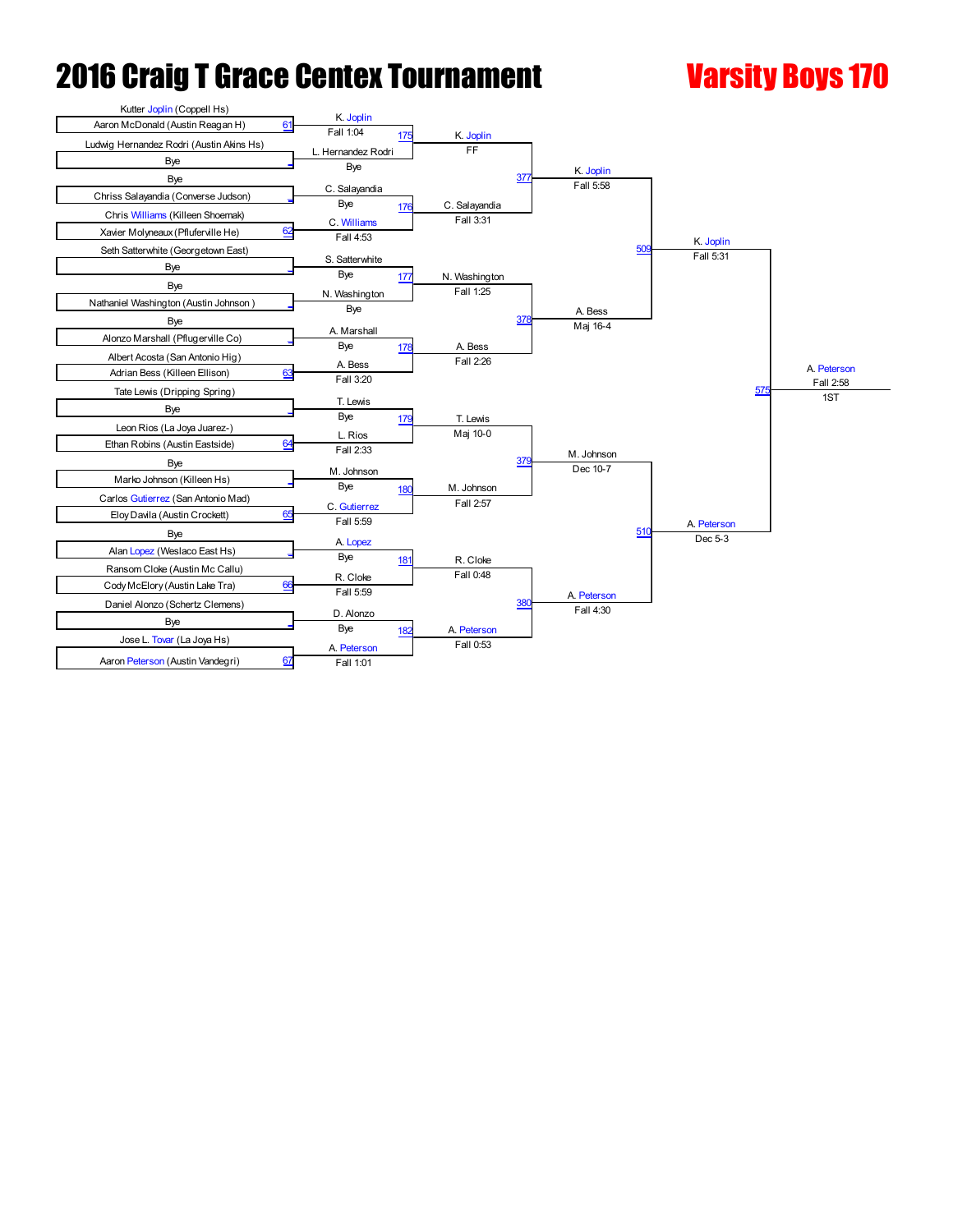# 2016 Craig T Grace Centex Tournament

## Varsity Boys 170

### First Round

| Bout | Wrestler 1 | Wrestler 2 | Winner | Result |
|---|---|---|---|---|
| 61 | Kutter Joplin (Coppell Hs) | Aaron McDonald (Austin Reagan H) | K. Joplin | Fall 1:04 |
| | Ludwig Hernandez Rodri (Austin Akins Hs) | Bye | L. Hernandez Rodri | Bye |
| | Bye | Chriss Salayandia (Converse Judson) | C. Salayandia | Bye |
| 62 | Chris Williams (Killeen Shoemak) | Xavier Molyneaux (Pflufervile He) | C. Williams | Fall 4:53 |
| | Seth Satterwhite (Georgetown East) | Bye | S. Satterwhite | Bye |
| | Bye | Nathaniel Washington (Austin Johnson ) | N. Washington | Bye |
| | Bye | Alonzo Marshall (Pflugerville Co) | A. Marshall | Bye |
| 63 | Albert Acosta (San Antonio Hig) | Adrian Bess (Killeen Ellison) | A. Bess | Fall 3:20 |
| | Tate Lewis (Dripping Spring) | Bye | T. Lewis | Bye |
| 64 | Leon Rios (La Joya Juarez-) | Ethan Robins (Austin Eastside) | L. Rios | Fall 2:33 |
| | Bye | Marko Johnson (Killeen Hs) | M. Johnson | Bye |
| 65 | Carlos Gutierrez (San Antonio Mad) | Eloy Davila (Austin Crockett) | C. Gutierrez | Fall 5:59 |
| | Bye | Alan Lopez (Weslaco East Hs) | A. Lopez | Bye |
| 66 | Ransom Cloke (Austin Mc Callu) | Cody McElory (Austin Lake Tra) | R. Cloke | Fall 5:59 |
| | Daniel Alonzo (Schertz Clemens) | Bye | D. Alonzo | Bye |
| 67 | Jose L. Tovar (La Joya Hs) | Aaron Peterson (Austin Vandegri) | A. Peterson | Fall 1:01 |

### Second Round

| Bout | Wrestler 1 | Wrestler 2 | Winner | Result |
|---|---|---|---|---|
| 175 | K. Joplin | L. Hernandez Rodri | K. Joplin | FF |
| 176 | C. Salayandia | C. Williams | C. Salayandia | Fall 3:31 |
| 177 | S. Satterwhite | N. Washington | N. Washington | Fall 1:25 |
| 178 | A. Marshall | A. Bess | A. Bess | Fall 2:26 |
| 179 | T. Lewis | L. Rios | T. Lewis | Maj 10-0 |
| 180 | M. Johnson | C. Gutierrez | M. Johnson | Fall 2:57 |
| 181 | A. Lopez | R. Cloke | R. Cloke | Fall 0:48 |
| 182 | D. Alonzo | A. Peterson | A. Peterson | Fall 0:53 |

### Quarterfinals

| Bout | Wrestler 1 | Wrestler 2 | Winner | Result |
|---|---|---|---|---|
| 377 | K. Joplin | C. Salayandia | K. Joplin | Fall 5:58 |
| 378 | N. Washington | A. Bess | A. Bess | Maj 16-4 |
| 379 | T. Lewis | M. Johnson | M. Johnson | Dec 10-7 |
| 380 | R. Cloke | A. Peterson | A. Peterson | Fall 4:30 |

### Semifinals

| Bout | Wrestler 1 | Wrestler 2 | Winner | Result |
|---|---|---|---|---|
| 509 | K. Joplin | A. Bess | K. Joplin | Fall 5:31 |
| 510 | M. Johnson | A. Peterson | A. Peterson | Dec 5-3 |

### Final

| Bout | Wrestler 1 | Wrestler 2 | Winner | Result |
|---|---|---|---|---|
| 575 | K. Joplin | A. Peterson | A. Peterson | Fall 2:58 |

1ST: A. Peterson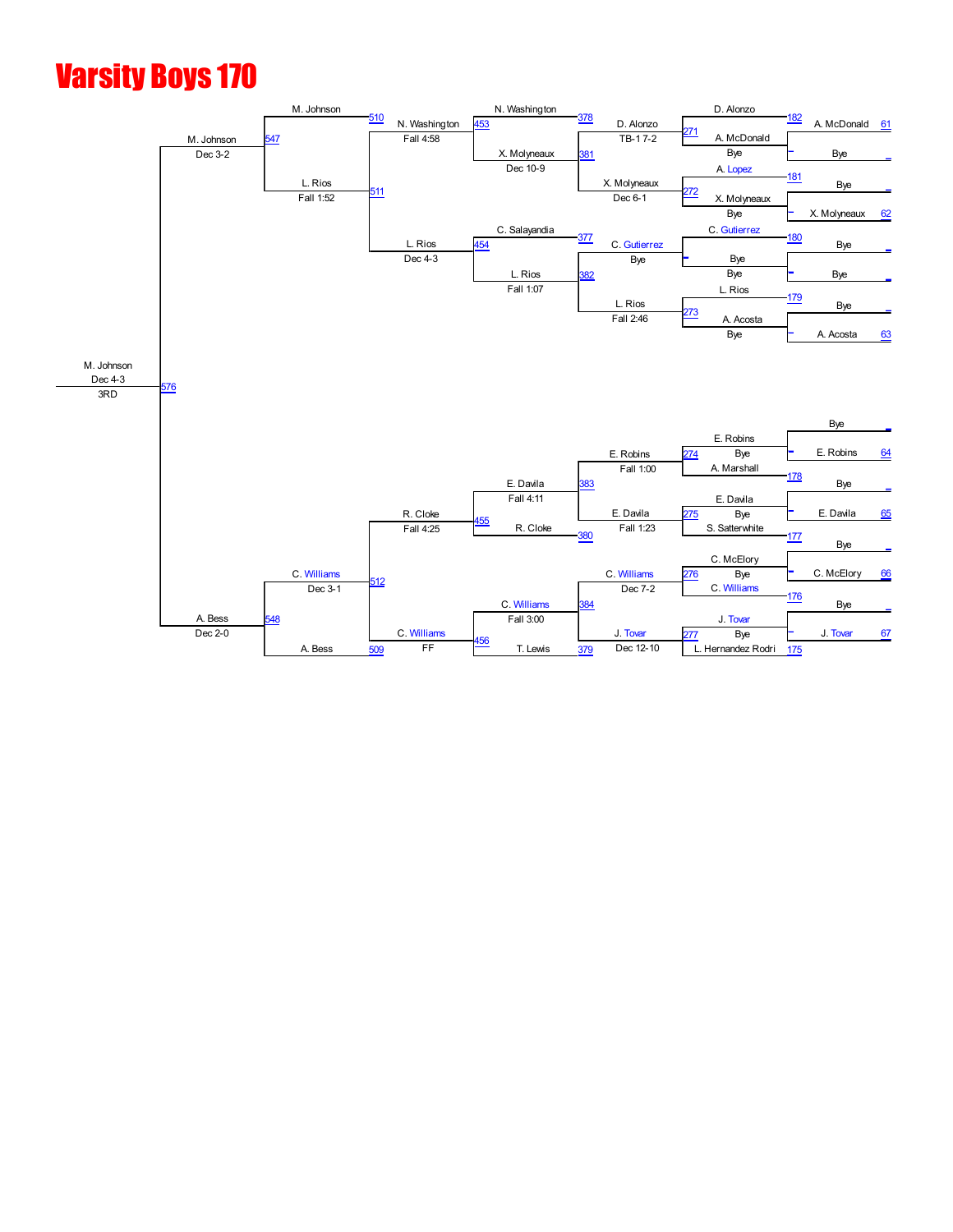# Varsity Boys 170

**Top half**

| Match | Winner | Result | Opponent |
| --- | --- | --- | --- |
| 61 | A. McDonald | | Bye |
| 62 | X. Molyneaux | | Bye |
| — | Bye | | Bye |
| 63 | A. Acosta | | Bye |
| 182 | D. Alonzo | | A. McDonald |
| 181 | X. Molyneaux | | A. Lopez |
| 180 | C. Gutierrez | | Bye |
| 179 | L. Rios | | A. Acosta |
| 271 | D. Alonzo | TB-1 7-2 | A. McDonald |
| 272 | X. Molyneaux | | Bye |
| — | C. Gutierrez | | Bye |
| 273 | L. Rios | Fall 2:46 | A. Acosta |
| 378 | N. Washington | | D. Alonzo |
| 381 | X. Molyneaux | Dec 6-1 | D. Alonzo |
| 377 | C. Salayandia | | C. Gutierrez |
| 382 | L. Rios | | C. Gutierrez |
| 453 | N. Washington | Dec 10-9 | X. Molyneaux |
| 454 | L. Rios | Fall 1:07 | C. Salayandia |
| 510 | M. Johnson | | N. Washington |
| 511 | L. Rios | Dec 4-3 | N. Washington |
| 547 | M. Johnson | Fall 1:52 | L. Rios |

**Bottom half**

| Match | Winner | Result | Opponent |
| --- | --- | --- | --- |
| 64 | E. Robins | | Bye |
| 65 | E. Davila | | Bye |
| 66 | C. McElory | | Bye |
| 67 | J. Tovar | | Bye |
| 178 | E. Robins | | A. Marshall |
| 177 | E. Davila | | S. Satterwhite |
| 176 | C. McElory | | C. Williams |
| 175 | J. Tovar | | L. Hernandez Rodri |
| 274 | E. Robins | Fall 1:00 | Bye |
| 275 | E. Davila | Fall 1:23 | Bye |
| 276 | C. Williams | Dec 7-2 | Bye |
| 277 | J. Tovar | Dec 12-10 | Bye |
| 383 | E. Davila | Fall 4:11 | E. Robins |
| 380 | R. Cloke | | E. Davila |
| 384 | C. Williams | Fall 3:00 | J. Tovar |
| 379 | T. Lewis | | J. Tovar |
| 455 | R. Cloke | Fall 4:25 | E. Davila |
| 456 | C. Williams | FF | T. Lewis |
| 512 | C. Williams | Dec 3-1 | R. Cloke |
| 509 | A. Bess | | C. Williams |
| 548 | A. Bess | Dec 2-0 | C. Williams |

**Final**

| Match | Winner | Result | Opponent |
| --- | --- | --- | --- |
| 576 | M. Johnson | Dec 4-3 (3RD) | A. Bess |

M. Johnson — Dec 3-2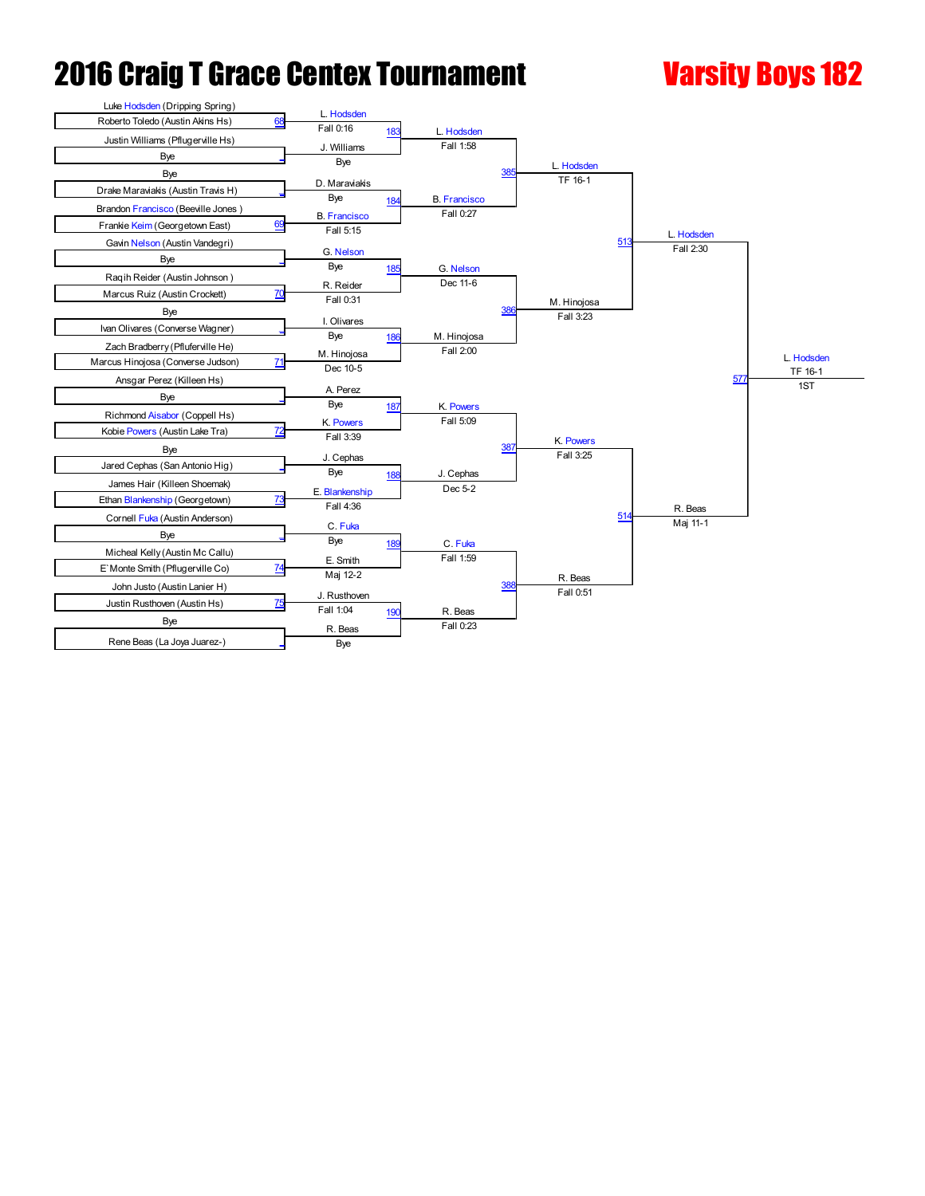# 2016 Craig T Grace Centex Tournament

## Varsity Boys 182

### First Round

| Bout | Wrestler 1 | Wrestler 2 | Winner | Result |
|---|---|---|---|---|
| 68 | Luke Hodsden (Dripping Spring) | Roberto Toledo (Austin Akins Hs) | L. Hodsden | Fall 0:16 |
| _ | Justin Williams (Pflugerville Hs) | Bye | J. Williams | Bye |
| _ | Bye | Drake Maraviakis (Austin Travis H) | D. Maraviakis | Bye |
| 69 | Brandon Francisco (Beeville Jones ) | Frankie Keim (Georgetown East) | B. Francisco | Fall 5:15 |
| _ | Gavin Nelson (Austin Vandegri) | Bye | G. Nelson | Bye |
| 70 | Raqih Reider (Austin Johnson ) | Marcus Ruiz (Austin Crockett) | R. Reider | Fall 0:31 |
| _ | Bye | Ivan Olivares (Converse Wagner) | I. Olivares | Bye |
| 71 | Zach Bradberry (Pfluferville He) | Marcus Hinojosa (Converse Judson) | M. Hinojosa | Dec 10-5 |
| _ | Ansgar Perez (Killeen Hs) | Bye | A. Perez | Bye |
| 72 | Richmond Aisabor (Coppell Hs) | Kobie Powers (Austin Lake Tra) | K. Powers | Fall 3:39 |
| _ | Bye | Jared Cephas (San Antonio Hig) | J. Cephas | Bye |
| 73 | James Hair (Killeen Shoemak) | Ethan Blankenship (Georgetown) | E. Blankenship | Fall 4:36 |
| _ | Cornell Fuka (Austin Anderson) | Bye | C. Fuka | Bye |
| 74 | Micheal Kelly (Austin Mc Callu) | E`Monte Smith (Pflugerville Co) | E. Smith | Maj 12-2 |
| 75 | John Justo (Austin Lanier H) | Justin Rusthoven (Austin Hs) | J. Rusthoven | Fall 1:04 |
| _ | Bye | Rene Beas (La Joya Juarez-) | R. Beas | Bye |

### Second Round

| Bout | Winner | Result |
|---|---|---|
| 183 | L. Hodsden | Fall 1:58 |
| 184 | B. Francisco | Fall 0:27 |
| 185 | G. Nelson | Dec 11-6 |
| 186 | M. Hinojosa | Fall 2:00 |
| 187 | K. Powers | Fall 5:09 |
| 188 | J. Cephas | Dec 5-2 |
| 189 | C. Fuka | Fall 1:59 |
| 190 | R. Beas | Fall 0:23 |

### Quarterfinals

| Bout | Winner | Result |
|---|---|---|
| 385 | L. Hodsden | TF 16-1 |
| 386 | M. Hinojosa | Fall 3:23 |
| 387 | K. Powers | Fall 3:25 |
| 388 | R. Beas | Fall 0:51 |

### Semifinals

| Bout | Winner | Result |
|---|---|---|
| 513 | L. Hodsden | Fall 2:30 |
| 514 | R. Beas | Maj 11-1 |

### Final

| Bout | Winner | Result | Place |
|---|---|---|---|
| 577 | L. Hodsden | TF 16-1 | 1ST |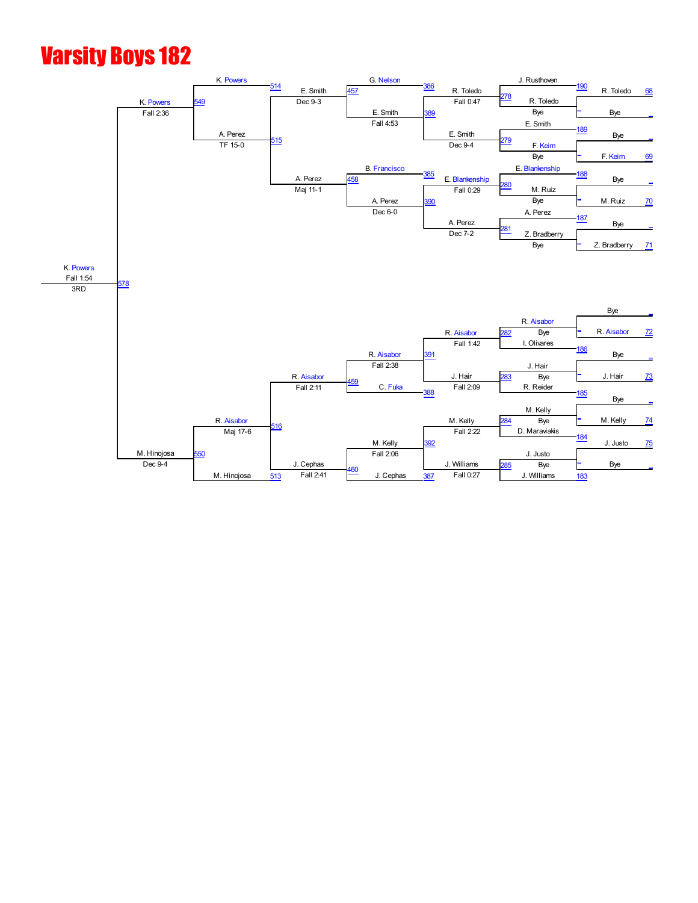# Varsity Boys 182

**3RD Place Bracket**

| Round | Bout | Matchup | Winner | Result |
|---|---|---|---|---|
| 1 | 68 | R. Toledo vs Bye | R. Toledo | Bye |
| 1 | 69 | Bye vs F. Keim | F. Keim | Bye |
| 1 | 70 | Bye vs M. Ruiz | M. Ruiz | Bye |
| 1 | 71 | Bye vs Z. Bradberry | Z. Bradberry | Bye |
| 1 | 72 | Bye vs R. Aisabor | R. Aisabor | Bye |
| 1 | 73 | Bye vs J. Hair | J. Hair | Bye |
| 1 | 74 | Bye vs M. Kelly | M. Kelly | Bye |
| 1 | 75 | J. Justo vs Bye | J. Justo | Bye |
| 2 | 190 | J. Rusthoven vs R. Toledo | | |
| 2 | 189 | E. Smith vs F. Keim | | |
| 2 | 188 | E. Blankenship vs M. Ruiz | | |
| 2 | 187 | A. Perez vs Z. Bradberry | | |
| 2 | 186 | R. Aisabor vs I. Olivares | | |
| 2 | 185 | J. Hair vs R. Reider | | |
| 2 | 184 | M. Kelly vs D. Maraviakis | | |
| 2 | 183 | J. Justo vs J. Williams | | |
| 3 | 278 | J. Rusthoven vs R. Toledo | R. Toledo | Fall 0:47 |
| 3 | 279 | E. Smith vs F. Keim | E. Smith | Dec 9-4 |
| 3 | 280 | E. Blankenship vs M. Ruiz | E. Blankenship | Fall 0:29 |
| 3 | 281 | A. Perez vs Z. Bradberry | A. Perez | Dec 7-2 |
| 3 | 282 | R. Aisabor vs I. Olivares | R. Aisabor | Fall 1:42 |
| 3 | 283 | J. Hair vs R. Reider | J. Hair | Fall 2:09 |
| 3 | 284 | M. Kelly vs D. Maraviakis | M. Kelly | Fall 2:22 |
| 3 | 285 | J. Justo vs J. Williams | J. Williams | Fall 0:27 |
| 4 | 386 | G. Nelson vs R. Toledo | | |
| 4 | 389 | E. Smith vs E. Smith | E. Smith | Fall 4:53 |
| 4 | 385 | B. Francisco vs E. Blankenship | | |
| 4 | 390 | A. Perez vs A. Perez | A. Perez | Dec 6-0 |
| 4 | 391 | R. Aisabor vs J. Hair | R. Aisabor | Fall 2:38 |
| 4 | 388 | C. Fuka | | |
| 4 | 392 | M. Kelly vs J. Williams | M. Kelly | Fall 2:06 |
| 4 | 387 | J. Cephas | | |
| 5 | 457 | G. Nelson vs E. Smith | E. Smith | Dec 9-3 |
| 5 | 458 | B. Francisco vs A. Perez | A. Perez | Maj 11-1 |
| 5 | 459 | R. Aisabor vs C. Fuka | R. Aisabor | Fall 2:11 |
| 5 | 460 | M. Kelly vs J. Cephas | J. Cephas | Fall 2:41 |
| 6 | 514 | K. Powers vs E. Smith | | |
| 6 | 515 | A. Perez vs A. Perez | A. Perez | TF 15-0 |
| 6 | 516 | R. Aisabor vs R. Aisabor | R. Aisabor | Maj 17-6 |
| 6 | 513 | M. Hinojosa vs J. Cephas | | |
| 7 | 549 | K. Powers vs A. Perez | K. Powers | Fall 2:36 |
| 7 | 550 | R. Aisabor vs M. Hinojosa | M. Hinojosa | Dec 9-4 |
| 3RD | 578 | K. Powers vs M. Hinojosa | K. Powers | Fall 1:54 |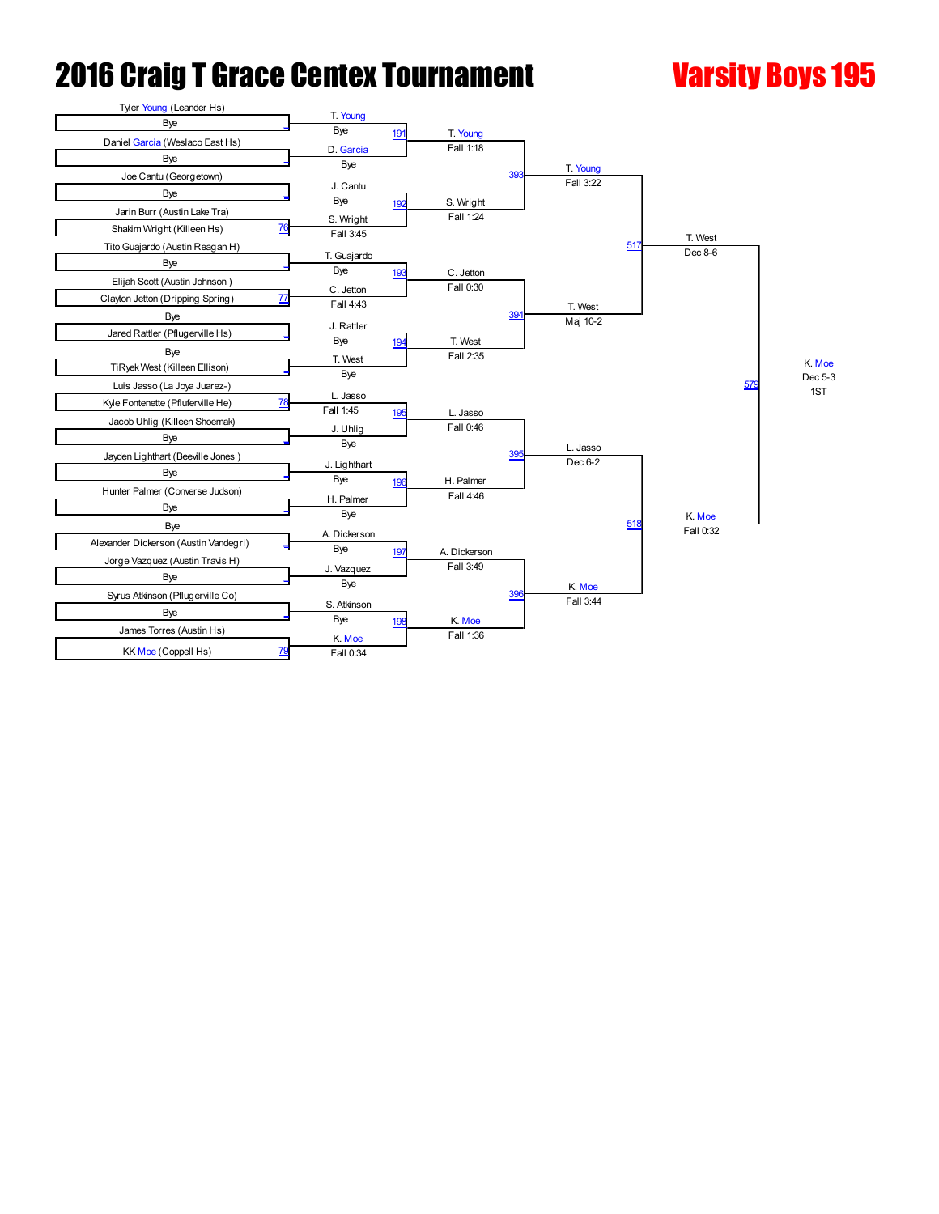# 2016 Craig T Grace Centex Tournament

## Varsity Boys 195

### First Round (Bouts 76–79)

| Wrestler 1 | Wrestler 2 | Bout |
|---|---|---|
| Tyler Young (Leander Hs) | Bye | |
| Daniel Garcia (Weslaco East Hs) | Bye | |
| Joe Cantu (Georgetown) | Bye | |
| Jarin Burr (Austin Lake Tra) | Shakim Wright (Killeen Hs) | 76 |
| Tito Guajardo (Austin Reagan H) | Bye | |
| Elijah Scott (Austin Johnson ) | Clayton Jetton (Dripping Spring) | 77 |
| Bye | Jared Rattler (Pflugerville Hs) | |
| Bye | TiRyek West (Killeen Ellison) | |
| Luis Jasso (La Joya Juarez-) | Kyle Fontenette (Pfluferville He) | 78 |
| Jacob Uhlig (Killeen Shoemak) | Bye | |
| Jayden Lighthart (Beeville Jones ) | Bye | |
| Hunter Palmer (Converse Judson) | Bye | |
| Bye | Alexander Dickerson (Austin Vandegri) | |
| Jorge Vazquez (Austin Travis H) | Bye | |
| Syrus Atkinson (Pflugerville Co) | Bye | |
| James Torres (Austin Hs) | KK Moe (Coppell Hs) | 79 |

### Second Round (Bouts 191–198)

| Wrestler 1 | Result | Wrestler 2 | Result | Bout |
|---|---|---|---|---|
| T. Young | Bye | D. Garcia | Bye | 191 |
| J. Cantu | Bye | S. Wright | Fall 3:45 | 192 |
| T. Guajardo | Bye | C. Jetton | Fall 4:43 | 193 |
| J. Rattler | Bye | T. West | Bye | 194 |
| L. Jasso | Fall 1:45 | J. Uhlig | Bye | 195 |
| J. Lighthart | Bye | H. Palmer | Bye | 196 |
| A. Dickerson | Bye | J. Vazquez | Bye | 197 |
| S. Atkinson | Bye | K. Moe | Fall 0:34 | 198 |

### Quarterfinals (Bouts 393–396)

| Wrestler 1 | Result | Wrestler 2 | Result | Bout |
|---|---|---|---|---|
| T. Young | Fall 1:18 | S. Wright | Fall 1:24 | 393 |
| C. Jetton | Fall 0:30 | T. West | Fall 2:35 | 394 |
| L. Jasso | Fall 0:46 | H. Palmer | Fall 4:46 | 395 |
| A. Dickerson | Fall 3:49 | K. Moe | Fall 1:36 | 396 |

### Semifinals (Bouts 517–518)

| Wrestler 1 | Result | Wrestler 2 | Result | Bout |
|---|---|---|---|---|
| T. Young | Fall 3:22 | T. West | Maj 10-2 | 517 |
| L. Jasso | Dec 6-2 | K. Moe | Fall 3:44 | 518 |

### Final (Bout 579)

| Wrestler 1 | Result | Wrestler 2 | Result | Bout |
|---|---|---|---|---|
| T. West | Dec 8-6 | K. Moe | Fall 0:32 | 579 |

**1ST: K. Moe — Dec 5-3**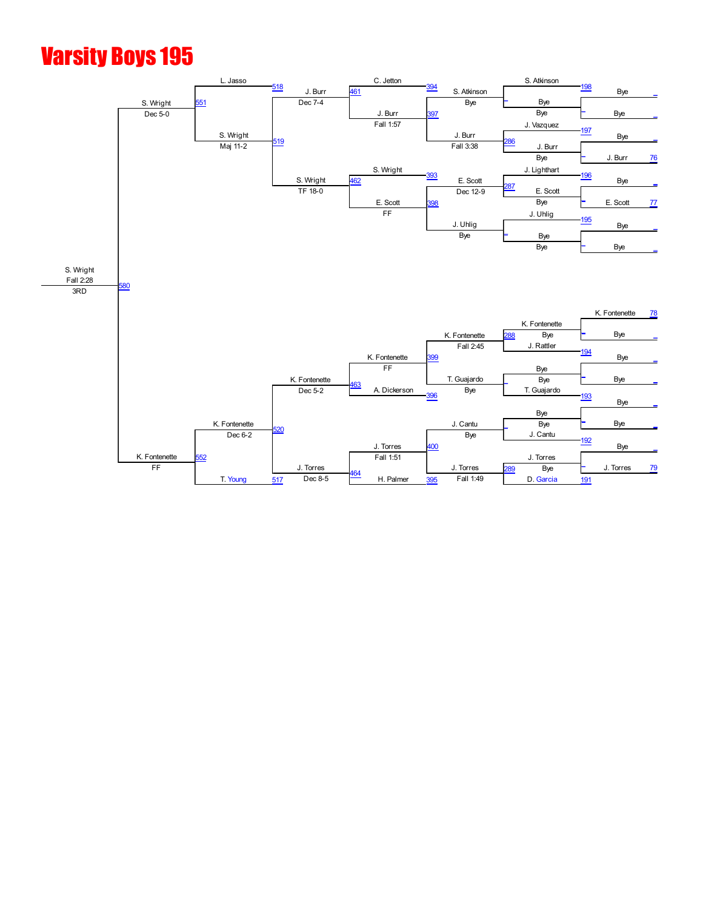# Varsity Boys 195

**Championship / Final (Bout 580):** S. Wright — Fall 2:28 — 3RD

## Top Half

| Bout | Wrestler / Result |
|---|---|
| 551 | S. Wright — Dec 5-0 |
| 518 | L. Jasso |
| 519 | S. Wright — Maj 11-2 |
| 461 | J. Burr — Dec 7-4 |
| 462 | S. Wright — TF 18-0 |
| 394 | C. Jetton |
| 397 | J. Burr — Fall 1:57 |
| 393 | S. Wright |
| 398 | E. Scott — FF |
| 286 | J. Burr — Fall 3:38 |
| 287 | E. Scott — Dec 12-9 |
| – | S. Atkinson — Bye |
| – | J. Uhlig — Bye |
| 198 | S. Atkinson / Bye |
| 197 | J. Vazquez / J. Burr |
| 196 | J. Lighthart / E. Scott |
| 195 | J. Uhlig / Bye |
| – | Bye / Bye |
| 76 | Bye / J. Burr |
| 77 | Bye / E. Scott |
| – | Bye / Bye |

## Bottom Half

| Bout | Wrestler / Result |
|---|---|
| 552 | K. Fontenette — FF |
| 520 | K. Fontenette — Dec 6-2 |
| 517 | T. Young |
| 463 | K. Fontenette — Dec 5-2 |
| 464 | J. Torres — Dec 8-5 |
| 399 | K. Fontenette — FF |
| 396 | A. Dickerson |
| 400 | J. Torres — Fall 1:51 |
| 395 | H. Palmer |
| 288 | K. Fontenette — Fall 2:45 |
| – | T. Guajardo — Bye |
| – | J. Cantu — Bye |
| 289 | J. Torres — Fall 1:49 |
| – | K. Fontenette / Bye |
| 194 | J. Rattler / Bye |
| – | Bye / T. Guajardo |
| 193 | Bye / Bye |
| – | Bye / J. Cantu |
| 192 | Bye / Bye |
| – | J. Torres / Bye |
| 191 | D. Garcia |
| 78 | K. Fontenette / Bye |
| – | Bye / Bye |
| – | Bye / Bye |
| 79 | Bye / J. Torres |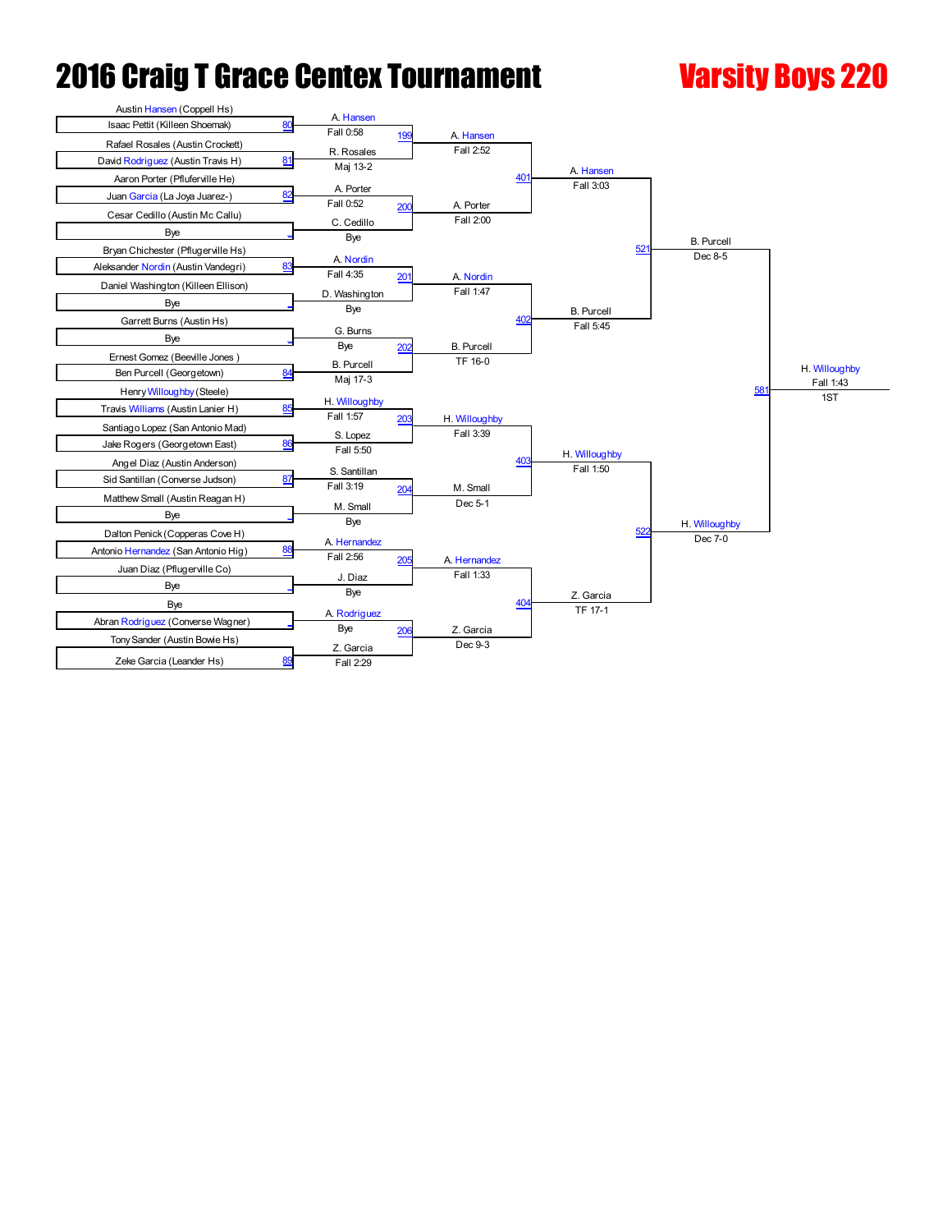# 2016 Craig T Grace Centex Tournament

## Varsity Boys 220

### First Round

| Match | Wrestler 1 | Wrestler 2 | Winner | Result |
|---|---|---|---|---|
| 80 | Austin Hansen (Coppell Hs) | Isaac Pettit (Killeen Shoemak) | A. Hansen | Fall 0:58 |
| 81 | Rafael Rosales (Austin Crockett) | David Rodriguez (Austin Travis H) | R. Rosales | Maj 13-2 |
| 82 | Aaron Porter (Pfluferville He) | Juan Garcia (La Joya Juarez-) | A. Porter | Fall 0:52 |
| - | Cesar Cedillo (Austin Mc Callu) | Bye | C. Cedillo | Bye |
| 83 | Bryan Chichester (Pflugerville Hs) | Aleksander Nordin (Austin Vandegri) | A. Nordin | Fall 4:35 |
| - | Daniel Washington (Killeen Ellison) | Bye | D. Washington | Bye |
| - | Garrett Burns (Austin Hs) | Bye | G. Burns | Bye |
| 84 | Ernest Gomez (Beeville Jones ) | Ben Purcell (Georgetown) | B. Purcell | Maj 17-3 |
| 85 | Henry Willoughby (Steele) | Travis Williams (Austin Lanier H) | H. Willoughby | Fall 1:57 |
| 86 | Santiago Lopez (San Antonio Mad) | Jake Rogers (Georgetown East) | S. Lopez | Fall 5:50 |
| 87 | Angel Diaz (Austin Anderson) | Sid Santillan (Converse Judson) | S. Santillan | Fall 3:19 |
| - | Matthew Small (Austin Reagan H) | Bye | M. Small | Bye |
| 88 | Dalton Penick (Copperas Cove H) | Antonio Hernandez (San Antonio Hig) | A. Hernandez | Fall 2:56 |
| - | Juan Diaz (Pflugerville Co) | Bye | J. Diaz | Bye |
| - | Bye | Abran Rodriguez (Converse Wagner) | A. Rodriguez | Bye |
| 89 | Tony Sander (Austin Bowie Hs) | Zeke Garcia (Leander Hs) | Z. Garcia | Fall 2:29 |

### Second Round

| Match | Winner | Result |
|---|---|---|
| 199 | A. Hansen | Fall 2:52 |
| 200 | A. Porter | Fall 2:00 |
| 201 | A. Nordin | Fall 1:47 |
| 202 | B. Purcell | TF 16-0 |
| 203 | H. Willoughby | Fall 3:39 |
| 204 | M. Small | Dec 5-1 |
| 205 | A. Hernandez | Fall 1:33 |
| 206 | Z. Garcia | Dec 9-3 |

### Quarterfinals

| Match | Winner | Result |
|---|---|---|
| 401 | A. Hansen | Fall 3:03 |
| 402 | B. Purcell | Fall 5:45 |
| 403 | H. Willoughby | Fall 1:50 |
| 404 | Z. Garcia | TF 17-1 |

### Semifinals

| Match | Winner | Result |
|---|---|---|
| 521 | B. Purcell | Dec 8-5 |
| 522 | H. Willoughby | Dec 7-0 |

### Final

| Match | Winner | Result | Place |
|---|---|---|---|
| 581 | H. Willoughby | Fall 1:43 | 1ST |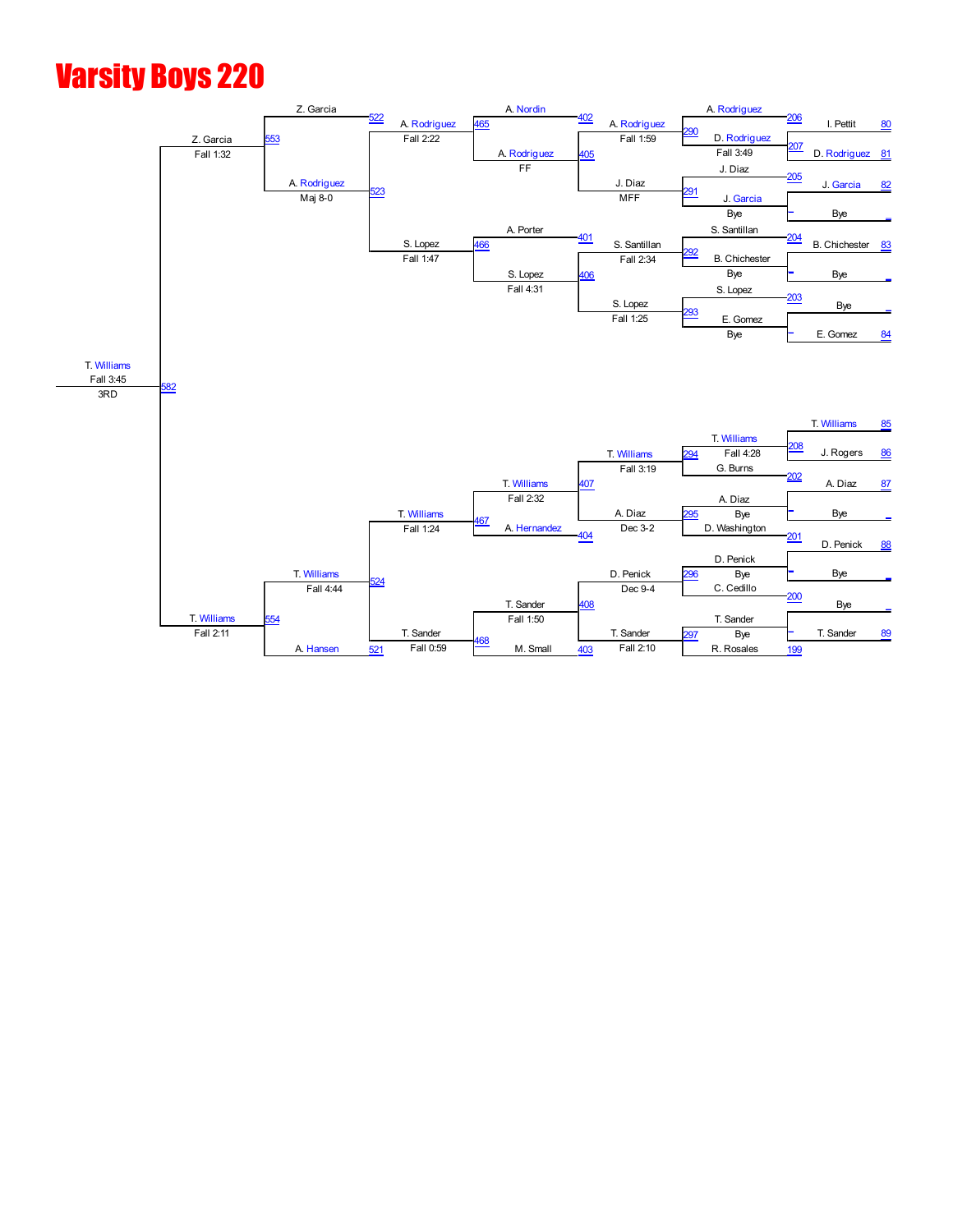# Varsity Boys 220

**Round 1**

| Bout | Wrestler 1 | Wrestler 2 | Winner | Result |
|---|---|---|---|---|
| 206 | I. Pettit (80) | D. Rodriguez (81) | A. Rodriguez | |
| 207 | | | D. Rodriguez | Fall 3:49 |
| 205 | J. Garcia (82) | Bye | J. Diaz | |
| 291 | | | J. Garcia | Bye |
| 204 | B. Chichester (83) | Bye | S. Santillan | |
| 292 | | | B. Chichester | Bye |
| 203 | Bye | E. Gomez (84) | S. Lopez | |
| 293 | | | E. Gomez | Bye |
| 208 | T. Williams (85) | J. Rogers (86) | T. Williams | Fall 4:28 |
| 202 | A. Diaz (87) | Bye | G. Burns | |
| 295 | | | A. Diaz | Bye |
| 201 | D. Penick (88) | Bye | D. Washington | |
| 296 | | | D. Penick | Bye |
| 200 | Bye | T. Sander (89) | C. Cedillo | |
| 297 | | | T. Sander | Bye |
| 199 | | | R. Rosales | |

**Round 2**

| Bout | Winner | Result |
|---|---|---|
| 290 | A. Rodriguez | Fall 1:59 |
| 402 | A. Nordin | |
| 405 | A. Rodriguez | FF |
| | J. Diaz | MFF |
| 292 | S. Santillan | Fall 2:34 |
| 401 | A. Porter | |
| 406 | S. Lopez | Fall 4:31 |
| 293 | S. Lopez | Fall 1:25 |
| 294 | T. Williams | Fall 3:19 |
| 407 | T. Williams | Fall 2:32 |
| 295 | A. Diaz | Dec 3-2 |
| 404 | A. Hernandez | |
| 296 | D. Penick | Dec 9-4 |
| 408 | T. Sander | Fall 1:50 |
| 297 | T. Sander | Fall 2:10 |
| 403 | M. Small | |

**Round 3**

| Bout | Winner | Result |
|---|---|---|
| 465 | A. Rodriguez | Fall 2:22 |
| 466 | S. Lopez | Fall 1:47 |
| 467 | T. Williams | Fall 1:24 |
| 468 | T. Sander | Fall 0:59 |

**Round 4**

| Bout | Winner | Result |
|---|---|---|
| 522 | Z. Garcia | |
| 523 | A. Rodriguez | Maj 8-0 |
| 524 | T. Williams | Fall 4:44 |
| 521 | A. Hansen | |

**Round 5**

| Bout | Winner | Result |
|---|---|---|
| 553 | Z. Garcia | Fall 1:32 |
| 554 | T. Williams | Fall 2:11 |

**3RD**

| Bout | Winner | Result |
|---|---|---|
| 582 | T. Williams | Fall 3:45 |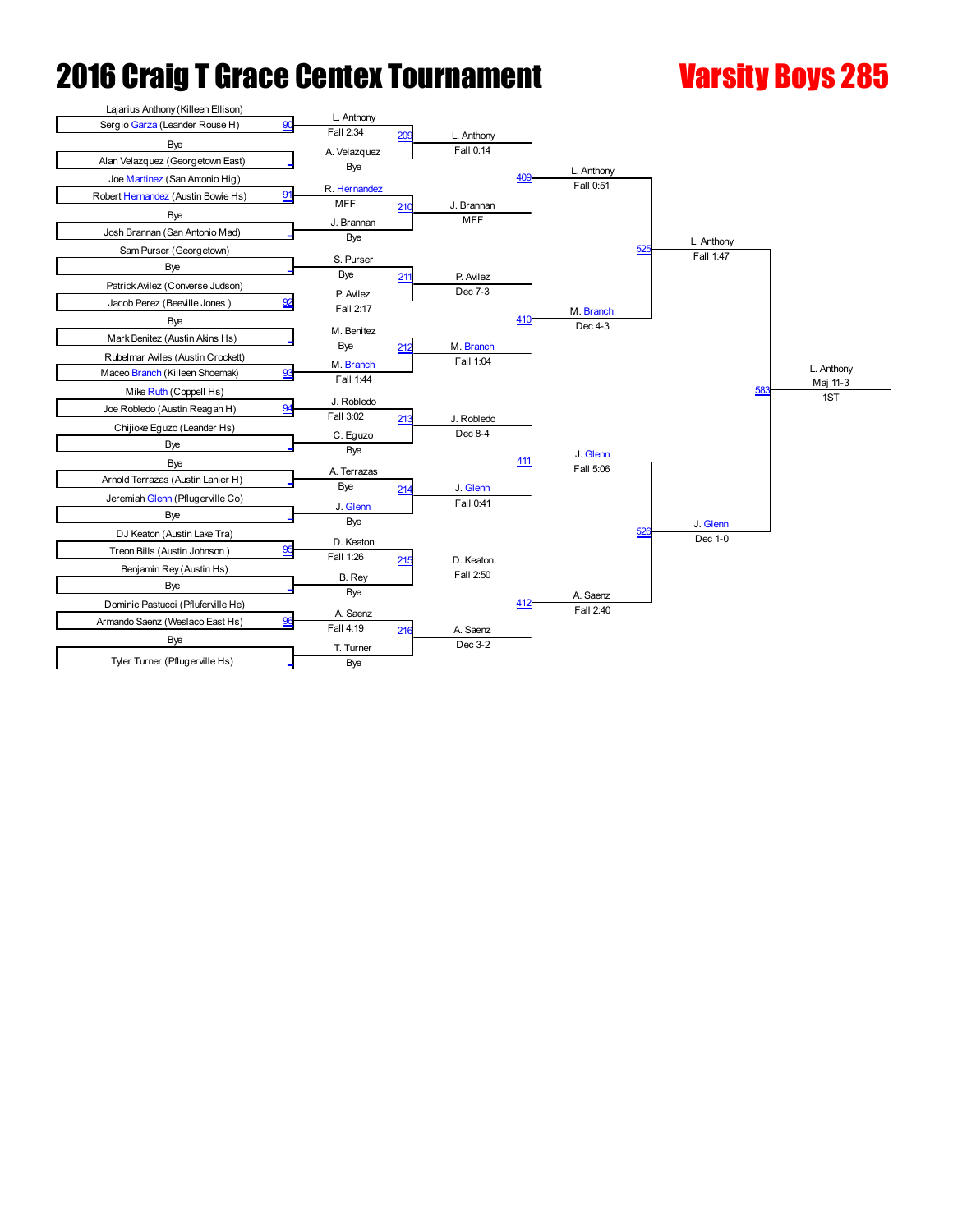# 2016 Craig T Grace Centex Tournament

## Varsity Boys 285

### First Round

| Bout | Wrestler 1 | Wrestler 2 | Winner | Result |
|---|---|---|---|---|
| 90 | Lajarius Anthony (Killeen Ellison) | Sergio Garza (Leander Rouse H) | L. Anthony | Fall 2:34 |
| | Bye | Alan Velazquez (Georgetown East) | A. Velazquez | Bye |
| 91 | Joe Martinez (San Antonio Hig) | Robert Hernandez (Austin Bowie Hs) | R. Hernandez | MFF |
| | Bye | Josh Brannan (San Antonio Mad) | J. Brannan | Bye |
| | Sam Purser (Georgetown) | Bye | S. Purser | Bye |
| 92 | Patrick Avilez (Converse Judson) | Jacob Perez (Beeville Jones ) | P. Avilez | Fall 2:17 |
| | Bye | Mark Benitez (Austin Akins Hs) | M. Benitez | Bye |
| 93 | Rubelmar Aviles (Austin Crockett) | Maceo Branch (Killeen Shoemak) | M. Branch | Fall 1:44 |
| 94 | Mike Ruth (Coppell Hs) | Joe Robledo (Austin Reagan H) | J. Robledo | Fall 3:02 |
| | Chijioke Eguzo (Leander Hs) | Bye | C. Eguzo | Bye |
| | Bye | Arnold Terrazas (Austin Lanier H) | A. Terrazas | Bye |
| | Jeremiah Glenn (Pflugerville Co) | Bye | J. Glenn | Bye |
| 95 | DJ Keaton (Austin Lake Tra) | Treon Bills (Austin Johnson ) | D. Keaton | Fall 1:26 |
| | Benjamin Rey (Austin Hs) | Bye | B. Rey | Bye |
| 96 | Dominic Pastucci (Pflufervill He) | Armando Saenz (Weslaco East Hs) | A. Saenz | Fall 4:19 |
| | Bye | Tyler Turner (Pflugerville Hs) | T. Turner | Bye |

### Second Round

| Bout | Wrestler 1 | Wrestler 2 | Winner | Result |
|---|---|---|---|---|
| 209 | L. Anthony | A. Velazquez | L. Anthony | Fall 0:14 |
| 210 | R. Hernandez | J. Brannan | J. Brannan | MFF |
| 211 | S. Purser | P. Avilez | P. Avilez | Dec 7-3 |
| 212 | M. Benitez | M. Branch | M. Branch | Fall 1:04 |
| 213 | J. Robledo | C. Eguzo | J. Robledo | Dec 8-4 |
| 214 | A. Terrazas | J. Glenn | J. Glenn | Fall 0:41 |
| 215 | D. Keaton | B. Rey | D. Keaton | Fall 2:50 |
| 216 | A. Saenz | T. Turner | A. Saenz | Dec 3-2 |

### Quarterfinals

| Bout | Wrestler 1 | Wrestler 2 | Winner | Result |
|---|---|---|---|---|
| 409 | L. Anthony | J. Brannan | L. Anthony | Fall 0:51 |
| 410 | P. Avilez | M. Branch | M. Branch | Dec 4-3 |
| 411 | J. Robledo | J. Glenn | J. Glenn | Fall 5:06 |
| 412 | D. Keaton | A. Saenz | A. Saenz | Fall 2:40 |

### Semifinals

| Bout | Wrestler 1 | Wrestler 2 | Winner | Result |
|---|---|---|---|---|
| 525 | L. Anthony | M. Branch | L. Anthony | Fall 1:47 |
| 526 | J. Glenn | A. Saenz | J. Glenn | Dec 1-0 |

### Final

| Bout | Wrestler 1 | Wrestler 2 | Winner | Result | Place |
|---|---|---|---|---|---|
| 583 | L. Anthony | J. Glenn | L. Anthony | Maj 11-3 | 1ST |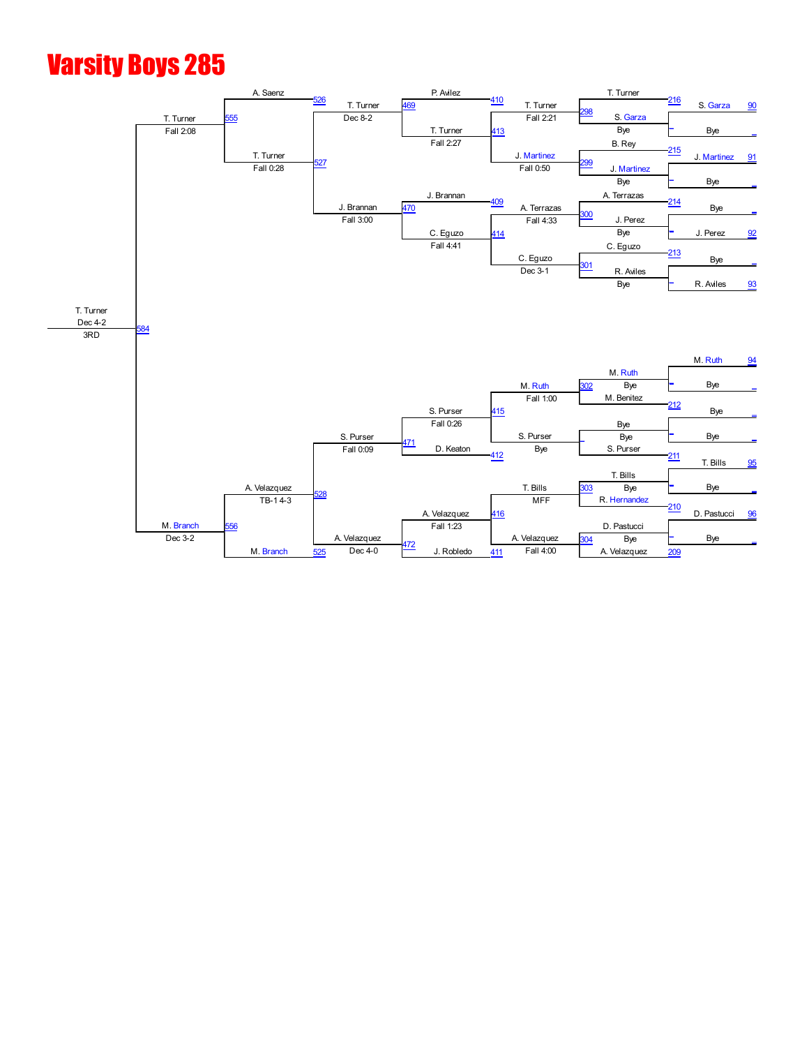# Varsity Boys 285

A. Saenz 526

T. Turner
Fall 2:08
555

T. Turner
Fall 0:28
527

T. Turner
Dec 8-2
469

J. Brannan
Fall 3:00
470

P. Avilez 410

T. Turner
Fall 2:27
413

J. Brannan 409

C. Eguzo
Fall 4:41
414

T. Turner
Fall 2:21
298

J. Martinez
Fall 0:50
299

A. Terrazas
Fall 4:33
300

C. Eguzo
Dec 3-1
301

T. Turner 216

S. Garza
Bye

B. Rey 215

J. Martinez
Bye

A. Terrazas 214

J. Perez
Bye

C. Eguzo 213

R. Aviles
Bye

S. Garza 90

Bye

J. Martinez 91

Bye

Bye

J. Perez 92

Bye

R. Aviles 93

T. Turner
Dec 4-2
3RD
584

M. Branch
Dec 3-2
556

A. Velazquez
TB-1 4-3
528

M. Branch 525

S. Purser
Fall 0:09
471

A. Velazquez
Dec 4-0
472

S. Purser
Fall 0:26
415

D. Keaton 412

A. Velazquez
Fall 1:23
416

J. Robledo 411

M. Ruth
Fall 1:00
302

S. Purser
Bye

T. Bills
MFF
303

A. Velazquez
Fall 4:00
304

M. Ruth
Bye

M. Benitez 212

Bye
Bye

S. Purser 211

T. Bills
Bye

R. Hernandez 210

D. Pastucci
Bye

A. Velazquez 209

M. Ruth 94

Bye

Bye

Bye

T. Bills 95

Bye

D. Pastucci 96

Bye